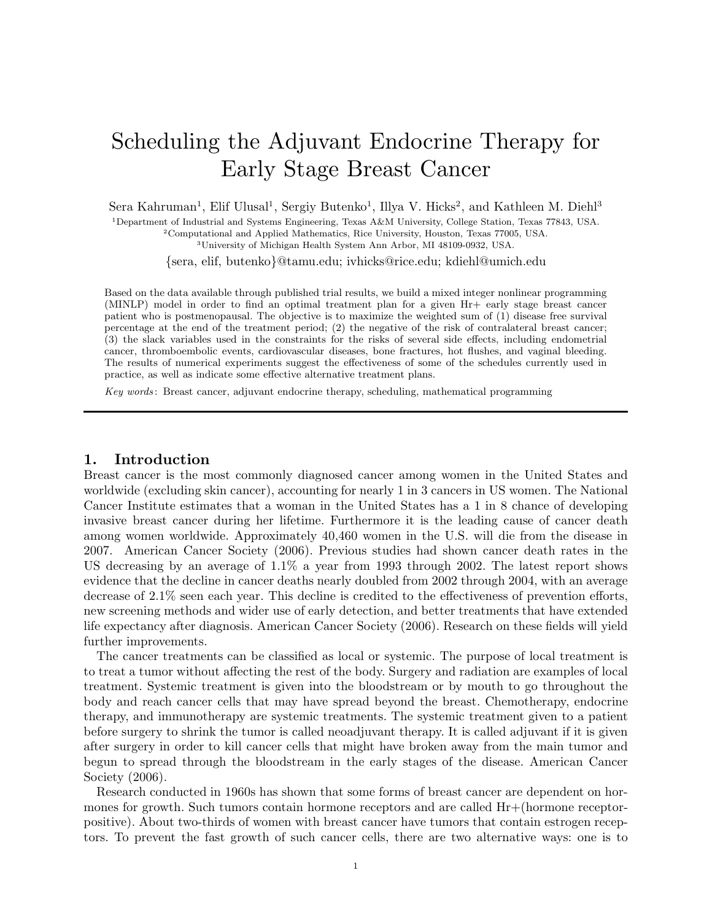# Scheduling the Adjuvant Endocrine Therapy for Early Stage Breast Cancer

Sera Kahruman[1], Elif Ulusal[1], Sergiy Butenko[1], Illya V. Hicks[2], and Kathleen M. Diehl[3]

[1]Department of Industrial and Systems Engineering, Texas A&M University, College Station, Texas 77843, USA.
[2]Computational and Applied Mathematics, Rice University, Houston, Texas 77005, USA.
[3]University of Michigan Health System Ann Arbor, MI 48109-0932, USA.

{sera, elif, butenko}@tamu.edu; ivhicks@rice.edu; kdiehl@umich.edu

Based on the data available through published trial results, we build a mixed integer nonlinear programming (MINLP) model in order to find an optimal treatment plan for a given Hr+ early stage breast cancer patient who is postmenopausal. The objective is to maximize the weighted sum of (1) disease free survival percentage at the end of the treatment period; (2) the negative of the risk of contralateral breast cancer; (3) the slack variables used in the constraints for the risks of several side effects, including endometrial cancer, thromboembolic events, cardiovascular diseases, bone fractures, hot flushes, and vaginal bleeding. The results of numerical experiments suggest the effectiveness of some of the schedules currently used in practice, as well as indicate some effective alternative treatment plans.

*Key words*: Breast cancer, adjuvant endocrine therapy, scheduling, mathematical programming

## 1. Introduction

Breast cancer is the most commonly diagnosed cancer among women in the United States and worldwide (excluding skin cancer), accounting for nearly 1 in 3 cancers in US women. The National Cancer Institute estimates that a woman in the United States has a 1 in 8 chance of developing invasive breast cancer during her lifetime. Furthermore it is the leading cause of cancer death among women worldwide. Approximately 40,460 women in the U.S. will die from the disease in 2007. American Cancer Society (2006). Previous studies had shown cancer death rates in the US decreasing by an average of 1.1% a year from 1993 through 2002. The latest report shows evidence that the decline in cancer deaths nearly doubled from 2002 through 2004, with an average decrease of 2.1% seen each year. This decline is credited to the effectiveness of prevention efforts, new screening methods and wider use of early detection, and better treatments that have extended life expectancy after diagnosis. American Cancer Society (2006). Research on these fields will yield further improvements.

The cancer treatments can be classified as local or systemic. The purpose of local treatment is to treat a tumor without affecting the rest of the body. Surgery and radiation are examples of local treatment. Systemic treatment is given into the bloodstream or by mouth to go throughout the body and reach cancer cells that may have spread beyond the breast. Chemotherapy, endocrine therapy, and immunotherapy are systemic treatments. The systemic treatment given to a patient before surgery to shrink the tumor is called neoadjuvant therapy. It is called adjuvant if it is given after surgery in order to kill cancer cells that might have broken away from the main tumor and begun to spread through the bloodstream in the early stages of the disease. American Cancer Society (2006).

Research conducted in 1960s has shown that some forms of breast cancer are dependent on hormones for growth. Such tumors contain hormone receptors and are called Hr+(hormone receptor-positive). About two-thirds of women with breast cancer have tumors that contain estrogen receptors. To prevent the fast growth of such cancer cells, there are two alternative ways: one is to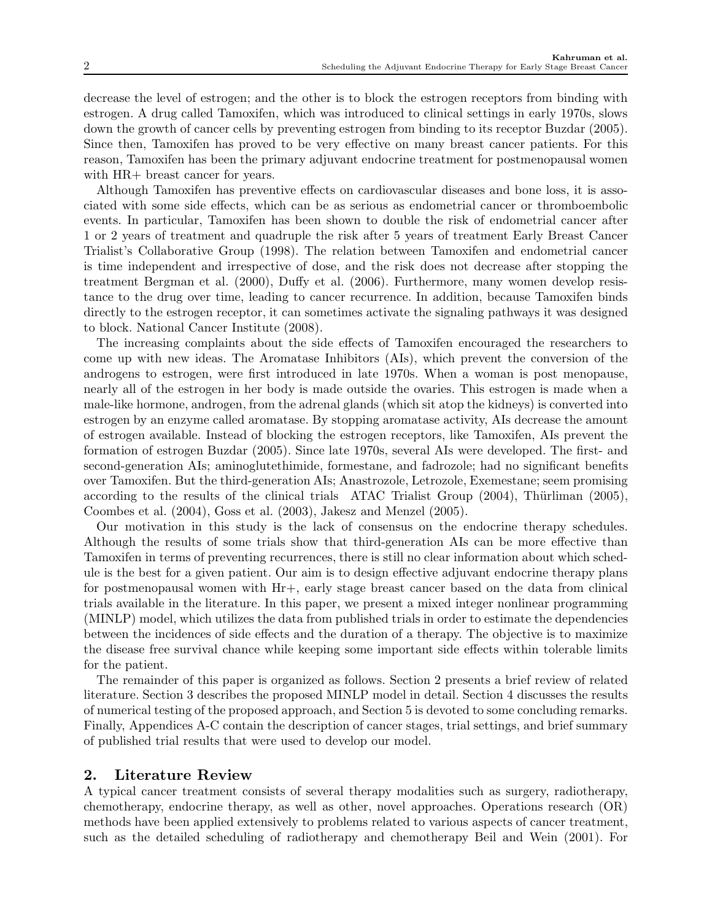decrease the level of estrogen; and the other is to block the estrogen receptors from binding with estrogen. A drug called Tamoxifen, which was introduced to clinical settings in early 1970s, slows down the growth of cancer cells by preventing estrogen from binding to its receptor Buzdar (2005). Since then, Tamoxifen has proved to be very effective on many breast cancer patients. For this reason, Tamoxifen has been the primary adjuvant endocrine treatment for postmenopausal women with HR+ breast cancer for years.

Although Tamoxifen has preventive effects on cardiovascular diseases and bone loss, it is associated with some side effects, which can be as serious as endometrial cancer or thromboembolic events. In particular, Tamoxifen has been shown to double the risk of endometrial cancer after 1 or 2 years of treatment and quadruple the risk after 5 years of treatment Early Breast Cancer Trialist's Collaborative Group (1998). The relation between Tamoxifen and endometrial cancer is time independent and irrespective of dose, and the risk does not decrease after stopping the treatment Bergman et al. (2000), Duffy et al. (2006). Furthermore, many women develop resistance to the drug over time, leading to cancer recurrence. In addition, because Tamoxifen binds directly to the estrogen receptor, it can sometimes activate the signaling pathways it was designed to block. National Cancer Institute (2008).

The increasing complaints about the side effects of Tamoxifen encouraged the researchers to come up with new ideas. The Aromatase Inhibitors (AIs), which prevent the conversion of the androgens to estrogen, were first introduced in late 1970s. When a woman is post menopause, nearly all of the estrogen in her body is made outside the ovaries. This estrogen is made when a male-like hormone, androgen, from the adrenal glands (which sit atop the kidneys) is converted into estrogen by an enzyme called aromatase. By stopping aromatase activity, AIs decrease the amount of estrogen available. Instead of blocking the estrogen receptors, like Tamoxifen, AIs prevent the formation of estrogen Buzdar (2005). Since late 1970s, several AIs were developed. The first- and second-generation AIs; aminoglutethimide, formestane, and fadrozole; had no significant benefits over Tamoxifen. But the third-generation AIs; Anastrozole, Letrozole, Exemestane; seem promising according to the results of the clinical trials ATAC Trialist Group (2004), Thürliman (2005), Coombes et al. (2004), Goss et al. (2003), Jakesz and Menzel (2005).

Our motivation in this study is the lack of consensus on the endocrine therapy schedules. Although the results of some trials show that third-generation AIs can be more effective than Tamoxifen in terms of preventing recurrences, there is still no clear information about which schedule is the best for a given patient. Our aim is to design effective adjuvant endocrine therapy plans for postmenopausal women with Hr+, early stage breast cancer based on the data from clinical trials available in the literature. In this paper, we present a mixed integer nonlinear programming (MINLP) model, which utilizes the data from published trials in order to estimate the dependencies between the incidences of side effects and the duration of a therapy. The objective is to maximize the disease free survival chance while keeping some important side effects within tolerable limits for the patient.

The remainder of this paper is organized as follows. Section 2 presents a brief review of related literature. Section 3 describes the proposed MINLP model in detail. Section 4 discusses the results of numerical testing of the proposed approach, and Section 5 is devoted to some concluding remarks. Finally, Appendices A-C contain the description of cancer stages, trial settings, and brief summary of published trial results that were used to develop our model.

## 2. Literature Review

A typical cancer treatment consists of several therapy modalities such as surgery, radiotherapy, chemotherapy, endocrine therapy, as well as other, novel approaches. Operations research (OR) methods have been applied extensively to problems related to various aspects of cancer treatment, such as the detailed scheduling of radiotherapy and chemotherapy Beil and Wein (2001). For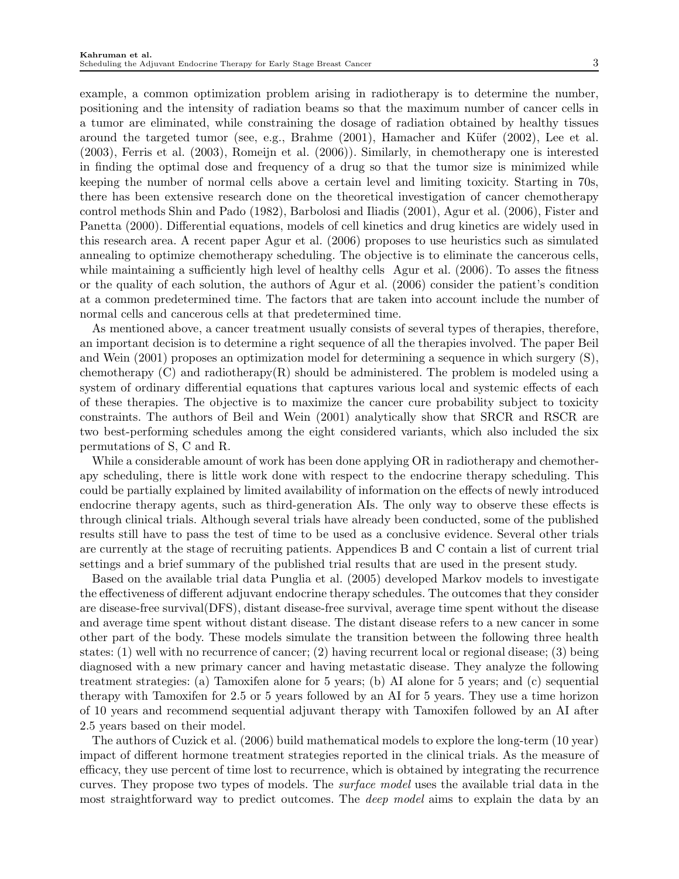example, a common optimization problem arising in radiotherapy is to determine the number, positioning and the intensity of radiation beams so that the maximum number of cancer cells in a tumor are eliminated, while constraining the dosage of radiation obtained by healthy tissues around the targeted tumor (see, e.g., Brahme (2001), Hamacher and Küfer (2002), Lee et al. (2003), Ferris et al. (2003), Romeijn et al. (2006)). Similarly, in chemotherapy one is interested in finding the optimal dose and frequency of a drug so that the tumor size is minimized while keeping the number of normal cells above a certain level and limiting toxicity. Starting in 70s, there has been extensive research done on the theoretical investigation of cancer chemotherapy control methods Shin and Pado (1982), Barbolosi and Iliadis (2001), Agur et al. (2006), Fister and Panetta (2000). Differential equations, models of cell kinetics and drug kinetics are widely used in this research area. A recent paper Agur et al. (2006) proposes to use heuristics such as simulated annealing to optimize chemotherapy scheduling. The objective is to eliminate the cancerous cells, while maintaining a sufficiently high level of healthy cells Agur et al. (2006). To asses the fitness or the quality of each solution, the authors of Agur et al. (2006) consider the patient's condition at a common predetermined time. The factors that are taken into account include the number of normal cells and cancerous cells at that predetermined time.

As mentioned above, a cancer treatment usually consists of several types of therapies, therefore, an important decision is to determine a right sequence of all the therapies involved. The paper Beil and Wein (2001) proposes an optimization model for determining a sequence in which surgery (S), chemotherapy (C) and radiotherapy(R) should be administered. The problem is modeled using a system of ordinary differential equations that captures various local and systemic effects of each of these therapies. The objective is to maximize the cancer cure probability subject to toxicity constraints. The authors of Beil and Wein (2001) analytically show that SRCR and RSCR are two best-performing schedules among the eight considered variants, which also included the six permutations of S, C and R.

While a considerable amount of work has been done applying OR in radiotherapy and chemotherapy scheduling, there is little work done with respect to the endocrine therapy scheduling. This could be partially explained by limited availability of information on the effects of newly introduced endocrine therapy agents, such as third-generation AIs. The only way to observe these effects is through clinical trials. Although several trials have already been conducted, some of the published results still have to pass the test of time to be used as a conclusive evidence. Several other trials are currently at the stage of recruiting patients. Appendices B and C contain a list of current trial settings and a brief summary of the published trial results that are used in the present study.

Based on the available trial data Punglia et al. (2005) developed Markov models to investigate the effectiveness of different adjuvant endocrine therapy schedules. The outcomes that they consider are disease-free survival(DFS), distant disease-free survival, average time spent without the disease and average time spent without distant disease. The distant disease refers to a new cancer in some other part of the body. These models simulate the transition between the following three health states: (1) well with no recurrence of cancer; (2) having recurrent local or regional disease; (3) being diagnosed with a new primary cancer and having metastatic disease. They analyze the following treatment strategies: (a) Tamoxifen alone for 5 years; (b) AI alone for 5 years; and (c) sequential therapy with Tamoxifen for 2.5 or 5 years followed by an AI for 5 years. They use a time horizon of 10 years and recommend sequential adjuvant therapy with Tamoxifen followed by an AI after 2.5 years based on their model.

The authors of Cuzick et al. (2006) build mathematical models to explore the long-term (10 year) impact of different hormone treatment strategies reported in the clinical trials. As the measure of efficacy, they use percent of time lost to recurrence, which is obtained by integrating the recurrence curves. They propose two types of models. The *surface model* uses the available trial data in the most straightforward way to predict outcomes. The *deep model* aims to explain the data by an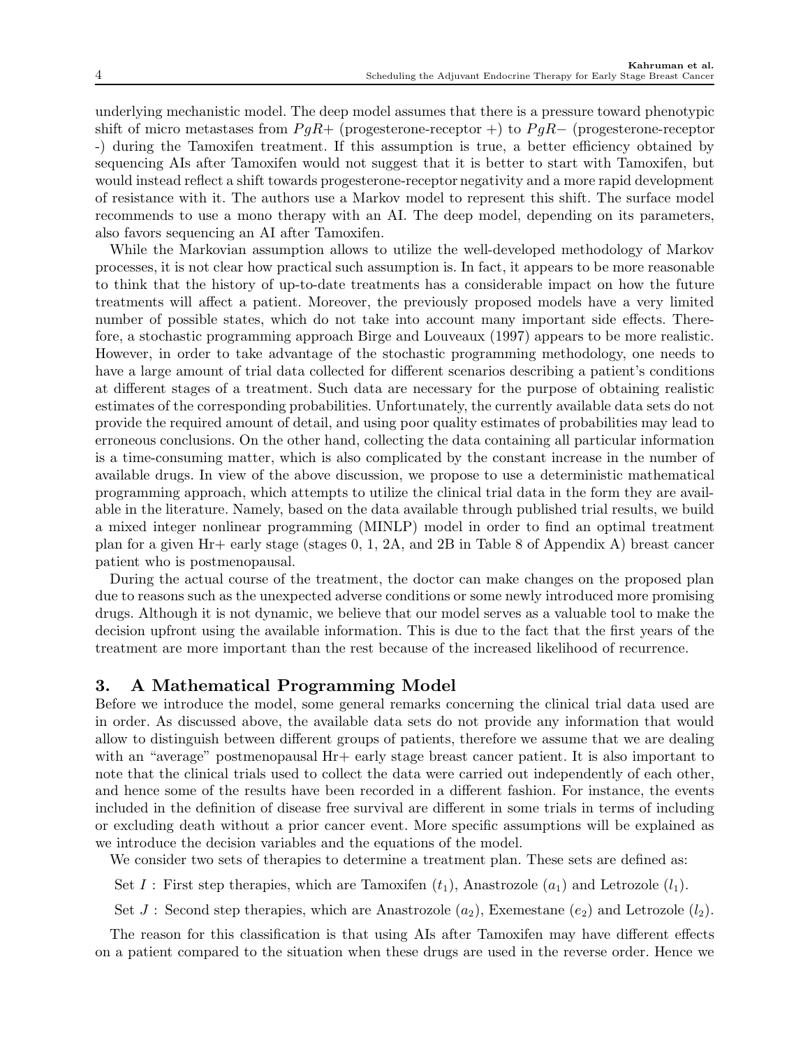underlying mechanistic model. The deep model assumes that there is a pressure toward phenotypic shift of micro metastases from $PgR+$ (progesterone-receptor +) to $PgR-$ (progesterone-receptor -) during the Tamoxifen treatment. If this assumption is true, a better efficiency obtained by sequencing AIs after Tamoxifen would not suggest that it is better to start with Tamoxifen, but would instead reflect a shift towards progesterone-receptor negativity and a more rapid development of resistance with it. The authors use a Markov model to represent this shift. The surface model recommends to use a mono therapy with an AI. The deep model, depending on its parameters, also favors sequencing an AI after Tamoxifen.

While the Markovian assumption allows to utilize the well-developed methodology of Markov processes, it is not clear how practical such assumption is. In fact, it appears to be more reasonable to think that the history of up-to-date treatments has a considerable impact on how the future treatments will affect a patient. Moreover, the previously proposed models have a very limited number of possible states, which do not take into account many important side effects. Therefore, a stochastic programming approach Birge and Louveaux (1997) appears to be more realistic. However, in order to take advantage of the stochastic programming methodology, one needs to have a large amount of trial data collected for different scenarios describing a patient's conditions at different stages of a treatment. Such data are necessary for the purpose of obtaining realistic estimates of the corresponding probabilities. Unfortunately, the currently available data sets do not provide the required amount of detail, and using poor quality estimates of probabilities may lead to erroneous conclusions. On the other hand, collecting the data containing all particular information is a time-consuming matter, which is also complicated by the constant increase in the number of available drugs. In view of the above discussion, we propose to use a deterministic mathematical programming approach, which attempts to utilize the clinical trial data in the form they are available in the literature. Namely, based on the data available through published trial results, we build a mixed integer nonlinear programming (MINLP) model in order to find an optimal treatment plan for a given Hr+ early stage (stages 0, 1, 2A, and 2B in Table 8 of Appendix A) breast cancer patient who is postmenopausal.

During the actual course of the treatment, the doctor can make changes on the proposed plan due to reasons such as the unexpected adverse conditions or some newly introduced more promising drugs. Although it is not dynamic, we believe that our model serves as a valuable tool to make the decision upfront using the available information. This is due to the fact that the first years of the treatment are more important than the rest because of the increased likelihood of recurrence.

## 3. A Mathematical Programming Model

Before we introduce the model, some general remarks concerning the clinical trial data used are in order. As discussed above, the available data sets do not provide any information that would allow to distinguish between different groups of patients, therefore we assume that we are dealing with an "average" postmenopausal Hr+ early stage breast cancer patient. It is also important to note that the clinical trials used to collect the data were carried out independently of each other, and hence some of the results have been recorded in a different fashion. For instance, the events included in the definition of disease free survival are different in some trials in terms of including or excluding death without a prior cancer event. More specific assumptions will be explained as we introduce the decision variables and the equations of the model.

We consider two sets of therapies to determine a treatment plan. These sets are defined as:

Set $I$ : First step therapies, which are Tamoxifen ($t_1$), Anastrozole ($a_1$) and Letrozole ($l_1$).

Set $J$ : Second step therapies, which are Anastrozole ($a_2$), Exemestane ($e_2$) and Letrozole ($l_2$).

The reason for this classification is that using AIs after Tamoxifen may have different effects on a patient compared to the situation when these drugs are used in the reverse order. Hence we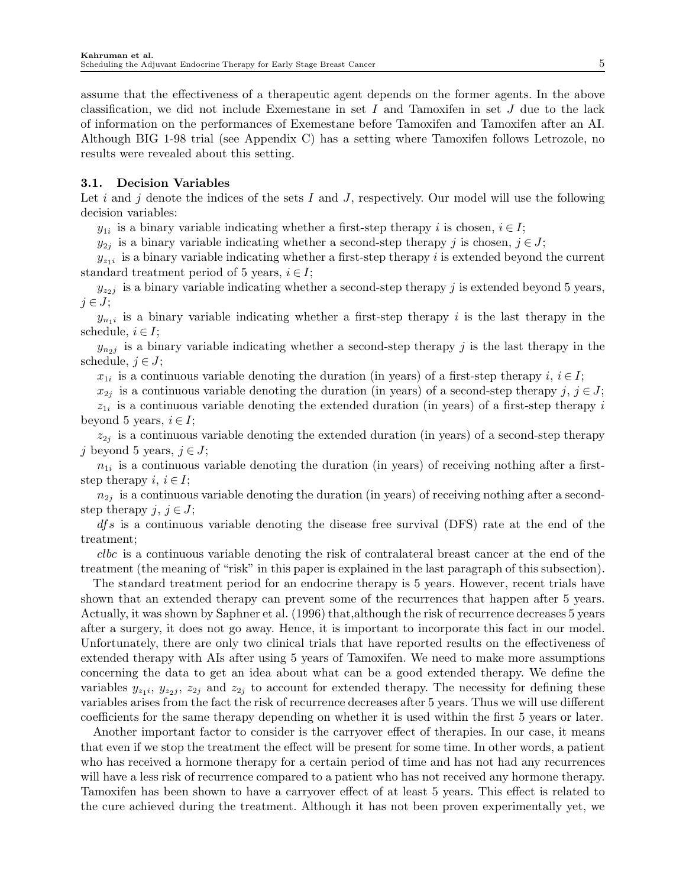assume that the effectiveness of a therapeutic agent depends on the former agents. In the above classification, we did not include Exemestane in set $I$ and Tamoxifen in set $J$ due to the lack of information on the performances of Exemestane before Tamoxifen and Tamoxifen after an AI. Although BIG 1-98 trial (see Appendix C) has a setting where Tamoxifen follows Letrozole, no results were revealed about this setting.

### 3.1. Decision Variables

Let $i$ and $j$ denote the indices of the sets $I$ and $J$, respectively. Our model will use the following decision variables:

$y_{1i}$ is a binary variable indicating whether a first-step therapy $i$ is chosen, $i \in I$;

$y_{2j}$ is a binary variable indicating whether a second-step therapy $j$ is chosen, $j \in J$;

$y_{z_1 i}$ is a binary variable indicating whether a first-step therapy $i$ is extended beyond the current standard treatment period of 5 years, $i \in I$;

$y_{z_2 j}$ is a binary variable indicating whether a second-step therapy $j$ is extended beyond 5 years, $j \in J$;

$y_{n_1 i}$ is a binary variable indicating whether a first-step therapy $i$ is the last therapy in the schedule, $i \in I$;

$y_{n_2 j}$ is a binary variable indicating whether a second-step therapy $j$ is the last therapy in the schedule, $j \in J$;

$x_{1i}$ is a continuous variable denoting the duration (in years) of a first-step therapy $i$, $i \in I$;

$x_{2j}$ is a continuous variable denoting the duration (in years) of a second-step therapy $j$, $j \in J$;

$z_{1i}$ is a continuous variable denoting the extended duration (in years) of a first-step therapy $i$ beyond 5 years, $i \in I$;

$z_{2j}$ is a continuous variable denoting the extended duration (in years) of a second-step therapy $j$ beyond 5 years, $j \in J$;

$n_{1i}$ is a continuous variable denoting the duration (in years) of receiving nothing after a first-step therapy $i$, $i \in I$;

$n_{2j}$ is a continuous variable denoting the duration (in years) of receiving nothing after a second-step therapy $j$, $j \in J$;

$dfs$ is a continuous variable denoting the disease free survival (DFS) rate at the end of the treatment;

$clbc$ is a continuous variable denoting the risk of contralateral breast cancer at the end of the treatment (the meaning of "risk" in this paper is explained in the last paragraph of this subsection).

The standard treatment period for an endocrine therapy is 5 years. However, recent trials have shown that an extended therapy can prevent some of the recurrences that happen after 5 years. Actually, it was shown by Saphner et al. (1996) that,although the risk of recurrence decreases 5 years after a surgery, it does not go away. Hence, it is important to incorporate this fact in our model. Unfortunately, there are only two clinical trials that have reported results on the effectiveness of extended therapy with AIs after using 5 years of Tamoxifen. We need to make more assumptions concerning the data to get an idea about what can be a good extended therapy. We define the variables $y_{z_1 i}$, $y_{z_2 j}$, $z_{2j}$ and $z_{2j}$ to account for extended therapy. The necessity for defining these variables arises from the fact the risk of recurrence decreases after 5 years. Thus we will use different coefficients for the same therapy depending on whether it is used within the first 5 years or later.

Another important factor to consider is the carryover effect of therapies. In our case, it means that even if we stop the treatment the effect will be present for some time. In other words, a patient who has received a hormone therapy for a certain period of time and has not had any recurrences will have a less risk of recurrence compared to a patient who has not received any hormone therapy. Tamoxifen has been shown to have a carryover effect of at least 5 years. This effect is related to the cure achieved during the treatment. Although it has not been proven experimentally yet, we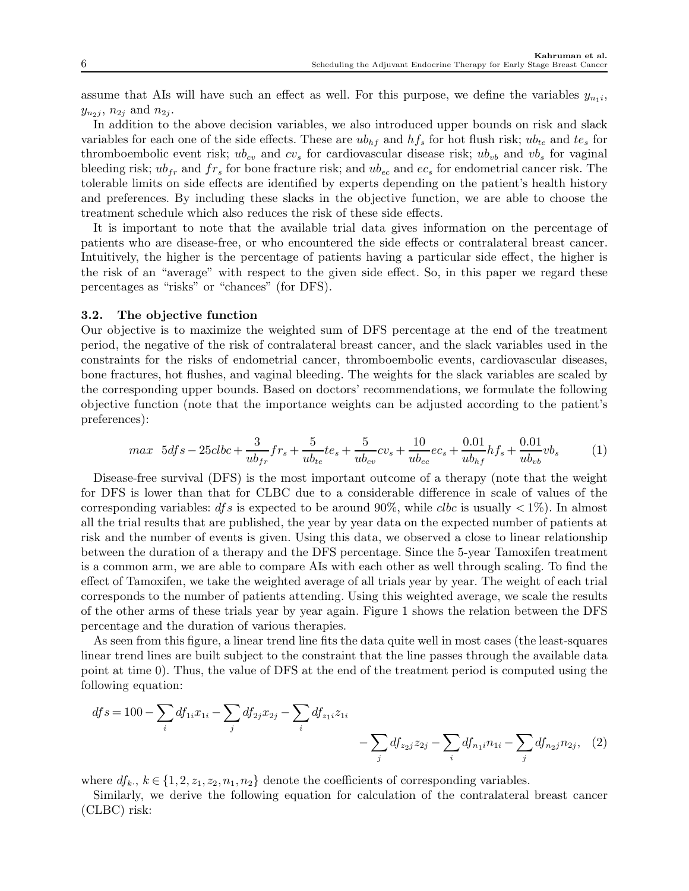assume that AIs will have such an effect as well. For this purpose, we define the variables $y_{n_1 i}$, $y_{n_2 j}$, $n_{2j}$ and $n_{2j}$.

In addition to the above decision variables, we also introduced upper bounds on risk and slack variables for each one of the side effects. These are $ub_{hf}$ and $hf_s$ for hot flush risk; $ub_{te}$ and $te_s$ for thromboembolic event risk; $ub_{cv}$ and $cv_s$ for cardiovascular disease risk; $ub_{vb}$ and $vb_s$ for vaginal bleeding risk; $ub_{fr}$ and $fr_s$ for bone fracture risk; and $ub_{ec}$ and $ec_s$ for endometrial cancer risk. The tolerable limits on side effects are identified by experts depending on the patient's health history and preferences. By including these slacks in the objective function, we are able to choose the treatment schedule which also reduces the risk of these side effects.

It is important to note that the available trial data gives information on the percentage of patients who are disease-free, or who encountered the side effects or contralateral breast cancer. Intuitively, the higher is the percentage of patients having a particular side effect, the higher is the risk of an "average" with respect to the given side effect. So, in this paper we regard these percentages as "risks" or "chances" (for DFS).

### 3.2. The objective function

Our objective is to maximize the weighted sum of DFS percentage at the end of the treatment period, the negative of the risk of contralateral breast cancer, and the slack variables used in the constraints for the risks of endometrial cancer, thromboembolic events, cardiovascular diseases, bone fractures, hot flushes, and vaginal bleeding. The weights for the slack variables are scaled by the corresponding upper bounds. Based on doctors' recommendations, we formulate the following objective function (note that the importance weights can be adjusted according to the patient's preferences):

$$max \quad 5dfs - 25clbc + \frac{3}{ub_{fr}} fr_s + \frac{5}{ub_{te}} te_s + \frac{5}{ub_{cv}} cv_s + \frac{10}{ub_{ec}} ec_s + \frac{0.01}{ub_{hf}} hf_s + \frac{0.01}{ub_{vb}} vb_s \tag{1}$$

Disease-free survival (DFS) is the most important outcome of a therapy (note that the weight for DFS is lower than that for CLBC due to a considerable difference in scale of values of the corresponding variables: $dfs$ is expected to be around 90%, while $clbc$ is usually $< 1\%$). In almost all the trial results that are published, the year by year data on the expected number of patients at risk and the number of events is given. Using this data, we observed a close to linear relationship between the duration of a therapy and the DFS percentage. Since the 5-year Tamoxifen treatment is a common arm, we are able to compare AIs with each other as well through scaling. To find the effect of Tamoxifen, we take the weighted average of all trials year by year. The weight of each trial corresponds to the number of patients attending. Using this weighted average, we scale the results of the other arms of these trials year by year again. Figure 1 shows the relation between the DFS percentage and the duration of various therapies.

As seen from this figure, a linear trend line fits the data quite well in most cases (the least-squares linear trend lines are built subject to the constraint that the line passes through the available data point at time 0). Thus, the value of DFS at the end of the treatment period is computed using the following equation:

$$dfs = 100 - \sum_i df_{1i} x_{1i} - \sum_j df_{2j} x_{2j} - \sum_i df_{z_1 i} z_{1i} - \sum_j df_{z_2 j} z_{2j} - \sum_i df_{n_1 i} n_{1i} - \sum_j df_{n_2 j} n_{2j}, \tag{2}$$

where $df_{k\cdot}$, $k \in \{1, 2, z_1, z_2, n_1, n_2\}$ denote the coefficients of corresponding variables.

Similarly, we derive the following equation for calculation of the contralateral breast cancer (CLBC) risk: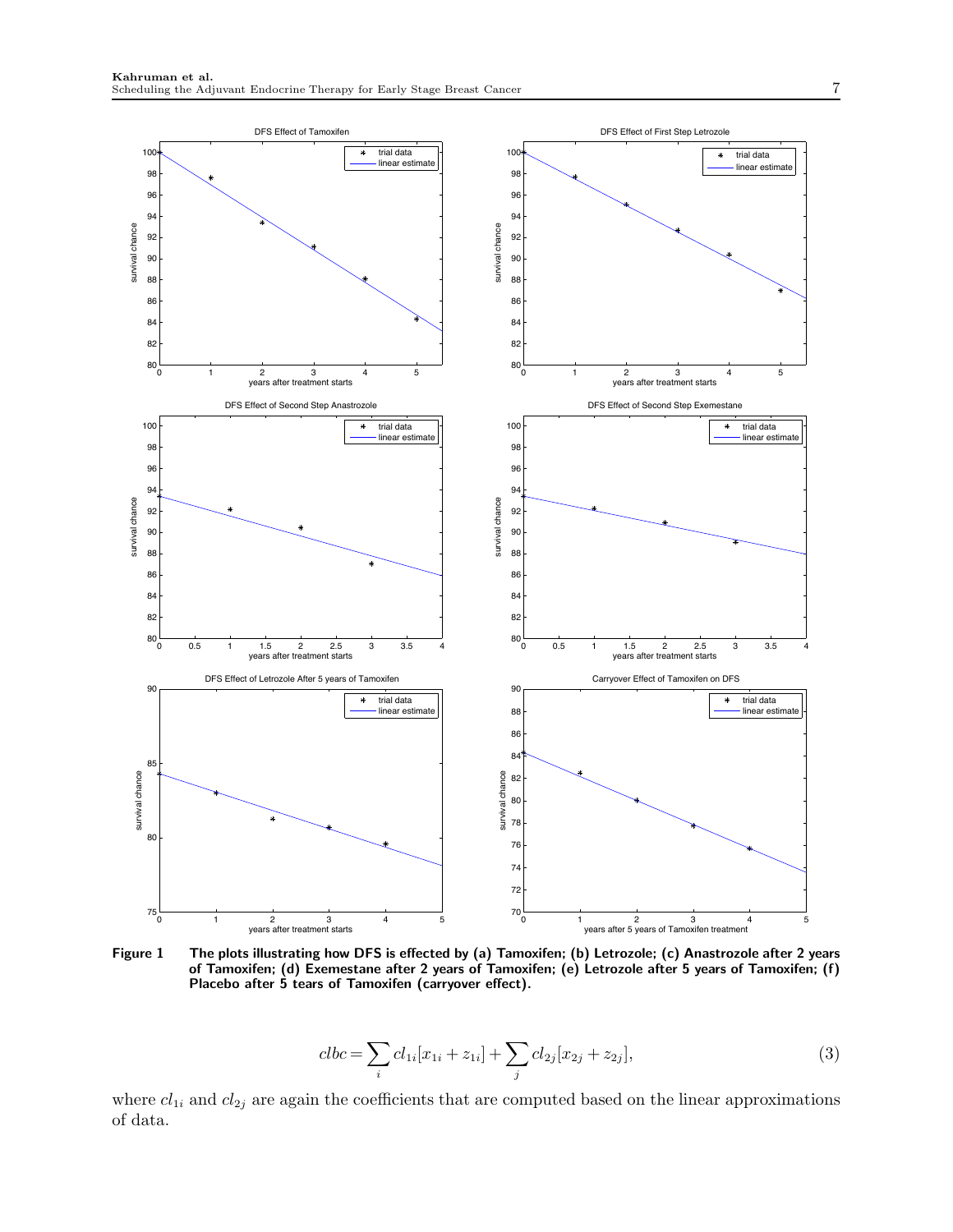**Figure 1** The plots illustrating how DFS is effected by (a) Tamoxifen; (b) Letrozole; (c) Anastrozole after 2 years of Tamoxifen; (d) Exemestane after 2 years of Tamoxifen; (e) Letrozole after 5 years of Tamoxifen; (f) Placebo after 5 tears of Tamoxifen (carryover effect).

$$clbc = \sum_i cl_{1i}[x_{1i} + z_{1i}] + \sum_j cl_{2j}[x_{2j} + z_{2j}], \tag{3}$$

where $cl_{1i}$ and $cl_{2j}$ are again the coefficients that are computed based on the linear approximations of data.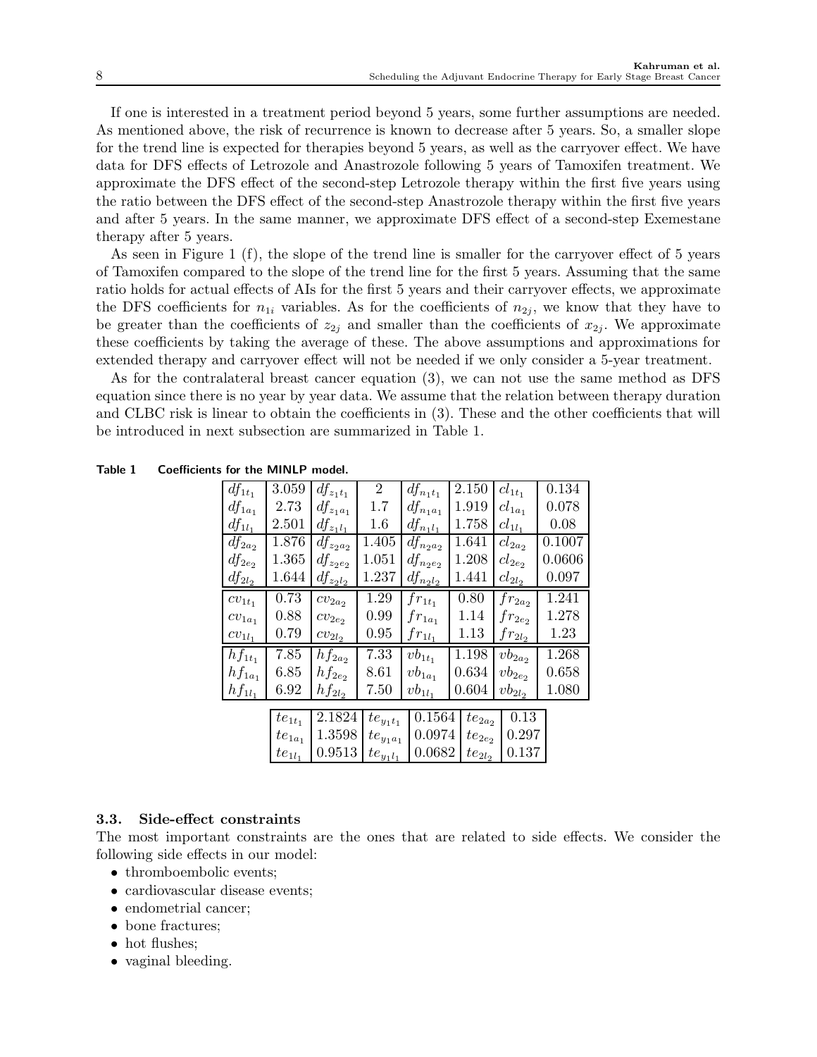If one is interested in a treatment period beyond 5 years, some further assumptions are needed. As mentioned above, the risk of recurrence is known to decrease after 5 years. So, a smaller slope for the trend line is expected for therapies beyond 5 years, as well as the carryover effect. We have data for DFS effects of Letrozole and Anastrozole following 5 years of Tamoxifen treatment. We approximate the DFS effect of the second-step Letrozole therapy within the first five years using the ratio between the DFS effect of the second-step Anastrozole therapy within the first five years and after 5 years. In the same manner, we approximate DFS effect of a second-step Exemestane therapy after 5 years.

As seen in Figure 1 (f), the slope of the trend line is smaller for the carryover effect of 5 years of Tamoxifen compared to the slope of the trend line for the first 5 years. Assuming that the same ratio holds for actual effects of AIs for the first 5 years and their carryover effects, we approximate the DFS coefficients for $n_{1i}$ variables. As for the coefficients of $n_{2j}$, we know that they have to be greater than the coefficients of $z_{2j}$ and smaller than the coefficients of $x_{2j}$. We approximate these coefficients by taking the average of these. The above assumptions and approximations for extended therapy and carryover effect will not be needed if we only consider a 5-year treatment.

As for the contralateral breast cancer equation (3), we can not use the same method as DFS equation since there is no year by year data. We assume that the relation between therapy duration and CLBC risk is linear to obtain the coefficients in (3). These and the other coefficients that will be introduced in next subsection are summarized in Table 1.

**Table 1 Coefficients for the MINLP model.**

| | | | | | | | |
|---|---|---|---|---|---|---|---|
| $df_{1t_1}$ | 3.059 | $df_{z_1t_1}$ | 2 | $df_{n_1t_1}$ | 2.150 | $cl_{1t_1}$ | 0.134 |
| $df_{1a_1}$ | 2.73 | $df_{z_1a_1}$ | 1.7 | $df_{n_1a_1}$ | 1.919 | $cl_{1a_1}$ | 0.078 |
| $df_{1l_1}$ | 2.501 | $df_{z_1l_1}$ | 1.6 | $df_{n_1l_1}$ | 1.758 | $cl_{1l_1}$ | 0.08 |
| $df_{2a_2}$ | 1.876 | $df_{z_2a_2}$ | 1.405 | $df_{n_2a_2}$ | 1.641 | $cl_{2a_2}$ | 0.1007 |
| $df_{2e_2}$ | 1.365 | $df_{z_2e_2}$ | 1.051 | $df_{n_2e_2}$ | 1.208 | $cl_{2e_2}$ | 0.0606 |
| $df_{2l_2}$ | 1.644 | $df_{z_2l_2}$ | 1.237 | $df_{n_2l_2}$ | 1.441 | $cl_{2l_2}$ | 0.097 |
| $cv_{1t_1}$ | 0.73 | $cv_{2a_2}$ | 1.29 | $fr_{1t_1}$ | 0.80 | $fr_{2a_2}$ | 1.241 |
| $cv_{1a_1}$ | 0.88 | $cv_{2e_2}$ | 0.99 | $fr_{1a_1}$ | 1.14 | $fr_{2e_2}$ | 1.278 |
| $cv_{1l_1}$ | 0.79 | $cv_{2l_2}$ | 0.95 | $fr_{1l_1}$ | 1.13 | $fr_{2l_2}$ | 1.23 |
| $hf_{1t_1}$ | 7.85 | $hf_{2a_2}$ | 7.33 | $vb_{1t_1}$ | 1.198 | $vb_{2a_2}$ | 1.268 |
| $hf_{1a_1}$ | 6.85 | $hf_{2e_2}$ | 8.61 | $vb_{1a_1}$ | 0.634 | $vb_{2e_2}$ | 0.658 |
| $hf_{1l_1}$ | 6.92 | $hf_{2l_2}$ | 7.50 | $vb_{1l_1}$ | 0.604 | $vb_{2l_2}$ | 1.080 |

| | | | | | |
|---|---|---|---|---|---|
| $te_{1t_1}$ | 2.1824 | $te_{y_1t_1}$ | 0.1564 | $te_{2a_2}$ | 0.13 |
| $te_{1a_1}$ | 1.3598 | $te_{y_1a_1}$ | 0.0974 | $te_{2e_2}$ | 0.297 |
| $te_{1l_1}$ | 0.9513 | $te_{y_1l_1}$ | 0.0682 | $te_{2l_2}$ | 0.137 |

### 3.3. Side-effect constraints

The most important constraints are the ones that are related to side effects. We consider the following side effects in our model:

- thromboembolic events;
- cardiovascular disease events;
- endometrial cancer;
- bone fractures;
- hot flushes;
- vaginal bleeding.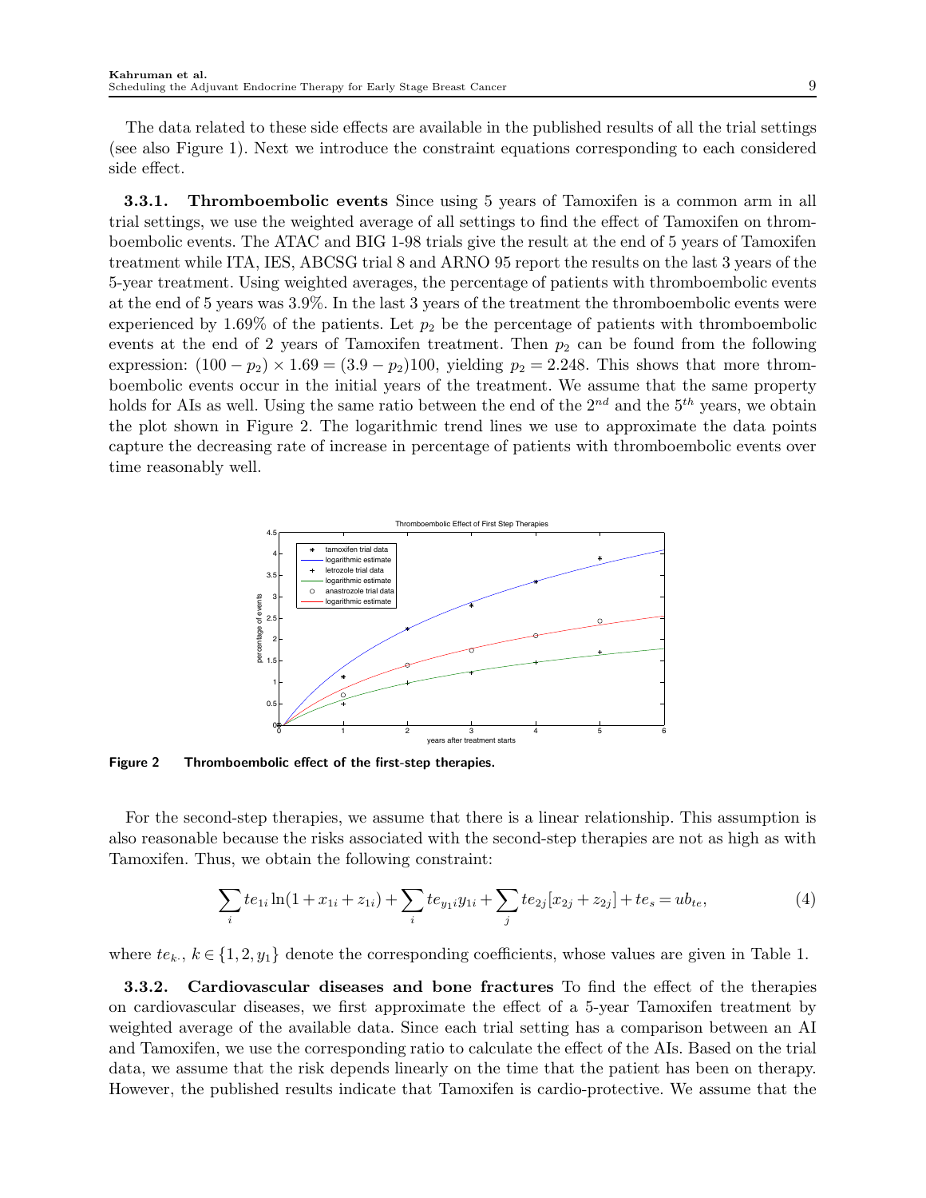The data related to these side effects are available in the published results of all the trial settings (see also Figure 1). Next we introduce the constraint equations corresponding to each considered side effect.

**3.3.1. Thromboembolic events** Since using 5 years of Tamoxifen is a common arm in all trial settings, we use the weighted average of all settings to find the effect of Tamoxifen on thromboembolic events. The ATAC and BIG 1-98 trials give the result at the end of 5 years of Tamoxifen treatment while ITA, IES, ABCSG trial 8 and ARNO 95 report the results on the last 3 years of the 5-year treatment. Using weighted averages, the percentage of patients with thromboembolic events at the end of 5 years was 3.9%. In the last 3 years of the treatment the thromboembolic events were experienced by 1.69% of the patients. Let $p_2$ be the percentage of patients with thromboembolic events at the end of 2 years of Tamoxifen treatment. Then $p_2$ can be found from the following expression: $(100 - p_2) \times 1.69 = (3.9 - p_2)100$, yielding $p_2 = 2.248$. This shows that more thromboembolic events occur in the initial years of the treatment. We assume that the same property holds for AIs as well. Using the same ratio between the end of the $2^{nd}$ and the $5^{th}$ years, we obtain the plot shown in Figure 2. The logarithmic trend lines we use to approximate the data points capture the decreasing rate of increase in percentage of patients with thromboembolic events over time reasonably well.

**Figure 2** **Thromboembolic effect of the first-step therapies.**

For the second-step therapies, we assume that there is a linear relationship. This assumption is also reasonable because the risks associated with the second-step therapies are not as high as with Tamoxifen. Thus, we obtain the following constraint:

$$\sum_i te_{1i} \ln(1 + x_{1i} + z_{1i}) + \sum_i te_{y_1 i} y_{1i} + \sum_j te_{2j}[x_{2j} + z_{2j}] + te_s = ub_{te}, \tag{4}$$

where $te_{k\cdot}$, $k \in \{1, 2, y_1\}$ denote the corresponding coefficients, whose values are given in Table 1.

**3.3.2. Cardiovascular diseases and bone fractures** To find the effect of the therapies on cardiovascular diseases, we first approximate the effect of a 5-year Tamoxifen treatment by weighted average of the available data. Since each trial setting has a comparison between an AI and Tamoxifen, we use the corresponding ratio to calculate the effect of the AIs. Based on the trial data, we assume that the risk depends linearly on the time that the patient has been on therapy. However, the published results indicate that Tamoxifen is cardio-protective. We assume that the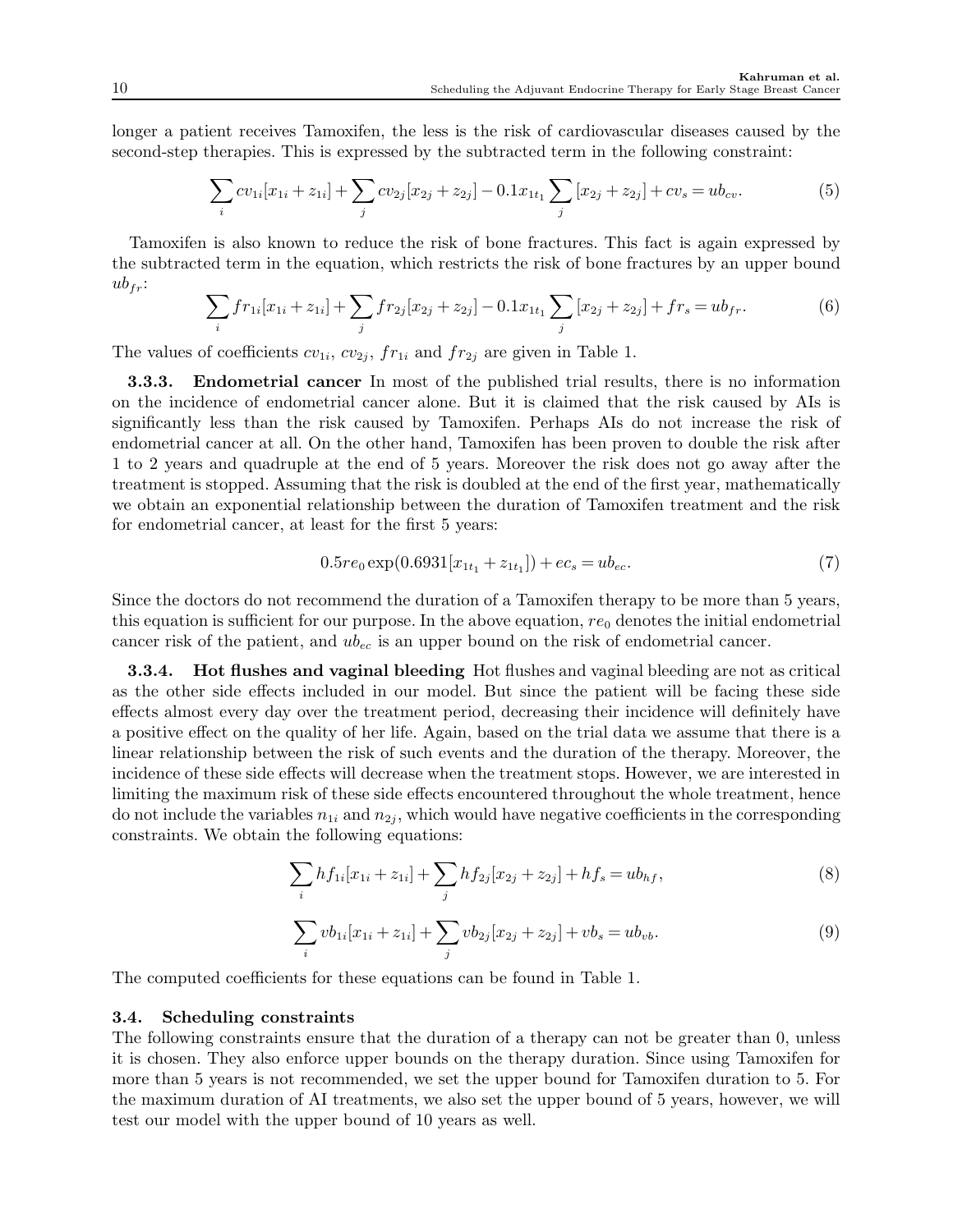longer a patient receives Tamoxifen, the less is the risk of cardiovascular diseases caused by the second-step therapies. This is expressed by the subtracted term in the following constraint:

$$\sum_i cv_{1i}[x_{1i} + z_{1i}] + \sum_j cv_{2j}[x_{2j} + z_{2j}] - 0.1x_{1t_1} \sum_j [x_{2j} + z_{2j}] + cv_s = ub_{cv}. \tag{5}$$

Tamoxifen is also known to reduce the risk of bone fractures. This fact is again expressed by the subtracted term in the equation, which restricts the risk of bone fractures by an upper bound $ub_{fr}$:

$$\sum_i fr_{1i}[x_{1i} + z_{1i}] + \sum_j fr_{2j}[x_{2j} + z_{2j}] - 0.1x_{1t_1} \sum_j [x_{2j} + z_{2j}] + fr_s = ub_{fr}. \tag{6}$$

The values of coefficients $cv_{1i}$, $cv_{2j}$, $fr_{1i}$ and $fr_{2j}$ are given in Table 1.

**3.3.3. Endometrial cancer** In most of the published trial results, there is no information on the incidence of endometrial cancer alone. But it is claimed that the risk caused by AIs is significantly less than the risk caused by Tamoxifen. Perhaps AIs do not increase the risk of endometrial cancer at all. On the other hand, Tamoxifen has been proven to double the risk after 1 to 2 years and quadruple at the end of 5 years. Moreover the risk does not go away after the treatment is stopped. Assuming that the risk is doubled at the end of the first year, mathematically we obtain an exponential relationship between the duration of Tamoxifen treatment and the risk for endometrial cancer, at least for the first 5 years:

$$0.5re_0 \exp(0.6931[x_{1t_1} + z_{1t_1}]) + ec_s = ub_{ec}. \tag{7}$$

Since the doctors do not recommend the duration of a Tamoxifen therapy to be more than 5 years, this equation is sufficient for our purpose. In the above equation, $re_0$ denotes the initial endometrial cancer risk of the patient, and $ub_{ec}$ is an upper bound on the risk of endometrial cancer.

**3.3.4. Hot flushes and vaginal bleeding** Hot flushes and vaginal bleeding are not as critical as the other side effects included in our model. But since the patient will be facing these side effects almost every day over the treatment period, decreasing their incidence will definitely have a positive effect on the quality of her life. Again, based on the trial data we assume that there is a linear relationship between the risk of such events and the duration of the therapy. Moreover, the incidence of these side effects will decrease when the treatment stops. However, we are interested in limiting the maximum risk of these side effects encountered throughout the whole treatment, hence do not include the variables $n_{1i}$ and $n_{2j}$, which would have negative coefficients in the corresponding constraints. We obtain the following equations:

$$\sum_i hf_{1i}[x_{1i} + z_{1i}] + \sum_j hf_{2j}[x_{2j} + z_{2j}] + hf_s = ub_{hf}, \tag{8}$$

$$\sum_i vb_{1i}[x_{1i} + z_{1i}] + \sum_j vb_{2j}[x_{2j} + z_{2j}] + vb_s = ub_{vb}. \tag{9}$$

The computed coefficients for these equations can be found in Table 1.

### 3.4. Scheduling constraints

The following constraints ensure that the duration of a therapy can not be greater than 0, unless it is chosen. They also enforce upper bounds on the therapy duration. Since using Tamoxifen for more than 5 years is not recommended, we set the upper bound for Tamoxifen duration to 5. For the maximum duration of AI treatments, we also set the upper bound of 5 years, however, we will test our model with the upper bound of 10 years as well.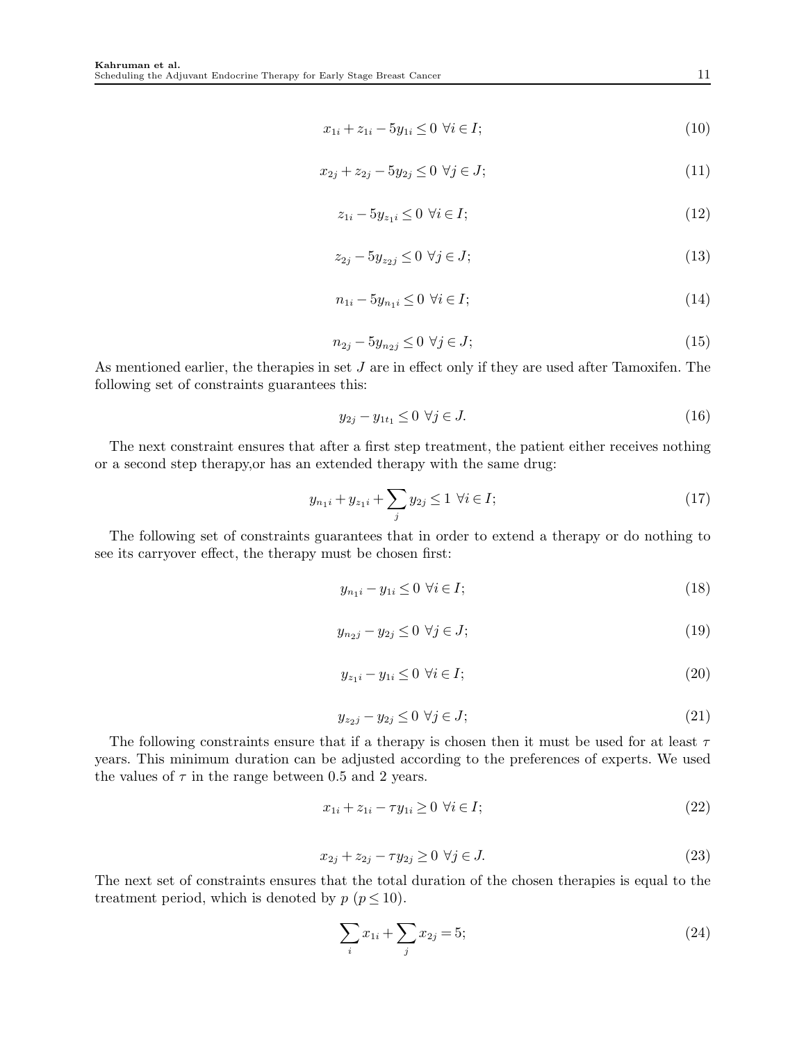$$x_{1i} + z_{1i} - 5y_{1i} \leq 0 \;\; \forall i \in I; \tag{10}$$

$$x_{2j} + z_{2j} - 5y_{2j} \leq 0 \;\; \forall j \in J; \tag{11}$$

$$z_{1i} - 5y_{z_1 i} \leq 0 \;\; \forall i \in I; \tag{12}$$

$$z_{2j} - 5y_{z_2 j} \leq 0 \;\; \forall j \in J; \tag{13}$$

$$n_{1i} - 5y_{n_1 i} \leq 0 \;\; \forall i \in I; \tag{14}$$

$$n_{2j} - 5y_{n_2 j} \leq 0 \;\; \forall j \in J; \tag{15}$$

As mentioned earlier, the therapies in set $J$ are in effect only if they are used after Tamoxifen. The following set of constraints guarantees this:

$$y_{2j} - y_{1t_1} \leq 0 \;\; \forall j \in J. \tag{16}$$

The next constraint ensures that after a first step treatment, the patient either receives nothing or a second step therapy,or has an extended therapy with the same drug:

$$y_{n_1 i} + y_{z_1 i} + \sum_j y_{2j} \leq 1 \;\; \forall i \in I; \tag{17}$$

The following set of constraints guarantees that in order to extend a therapy or do nothing to see its carryover effect, the therapy must be chosen first:

$$y_{n_1 i} - y_{1i} \leq 0 \;\; \forall i \in I; \tag{18}$$

$$y_{n_2 j} - y_{2j} \leq 0 \;\; \forall j \in J; \tag{19}$$

$$y_{z_1 i} - y_{1i} \leq 0 \;\; \forall i \in I; \tag{20}$$

$$y_{z_2 j} - y_{2j} \leq 0 \;\; \forall j \in J; \tag{21}$$

The following constraints ensure that if a therapy is chosen then it must be used for at least $\tau$ years. This minimum duration can be adjusted according to the preferences of experts. We used the values of $\tau$ in the range between 0.5 and 2 years.

$$x_{1i} + z_{1i} - \tau y_{1i} \geq 0 \;\; \forall i \in I; \tag{22}$$

$$x_{2j} + z_{2j} - \tau y_{2j} \geq 0 \;\; \forall j \in J. \tag{23}$$

The next set of constraints ensures that the total duration of the chosen therapies is equal to the treatment period, which is denoted by $p$ ($p \leq 10$).

$$\sum_i x_{1i} + \sum_j x_{2j} = 5; \tag{24}$$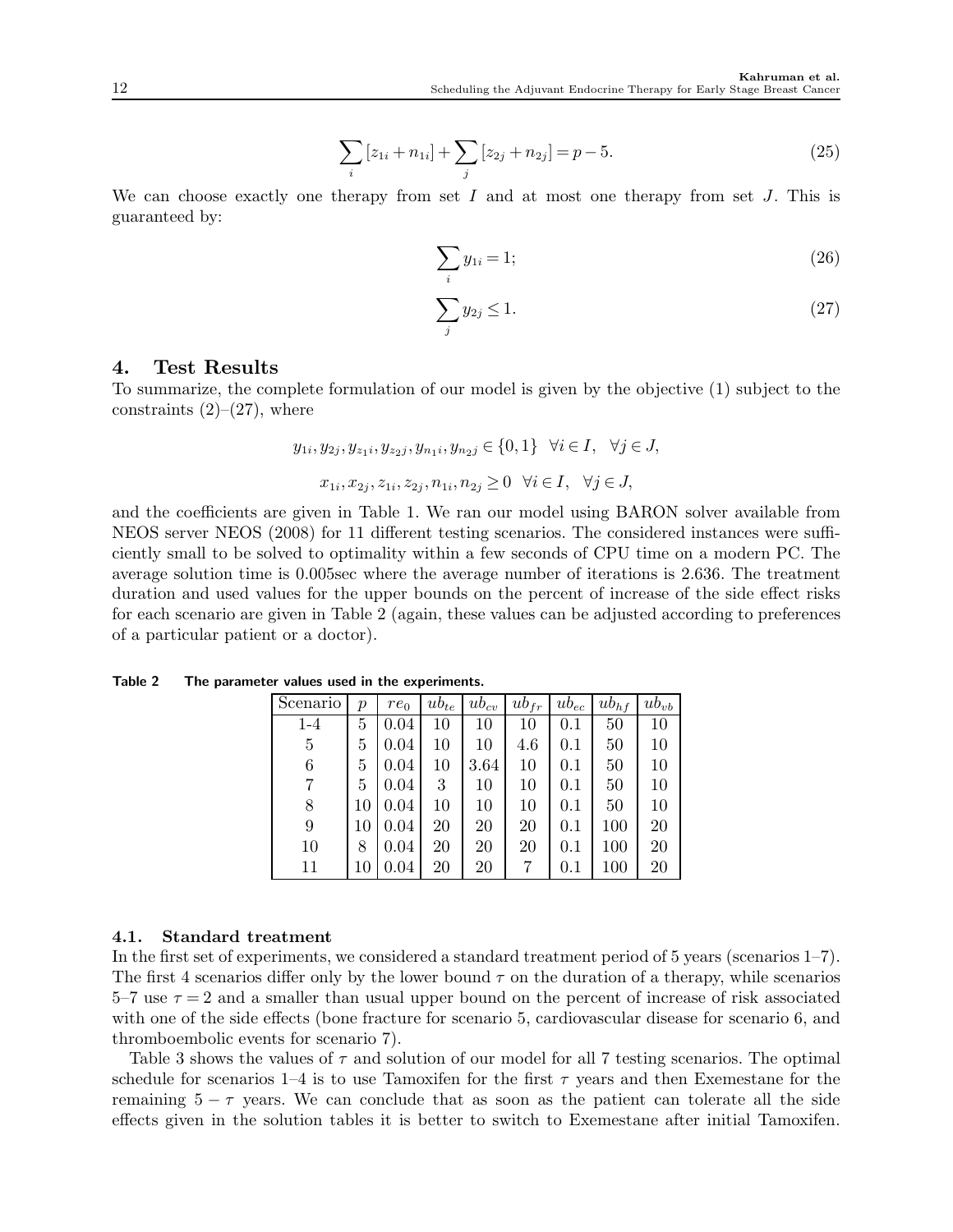$$\sum_i [z_{1i} + n_{1i}] + \sum_j [z_{2j} + n_{2j}] = p - 5. \tag{25}$$

We can choose exactly one therapy from set $I$ and at most one therapy from set $J$. This is guaranteed by:

$$\sum_i y_{1i} = 1; \tag{26}$$

$$\sum_j y_{2j} \leq 1. \tag{27}$$

## 4. Test Results

To summarize, the complete formulation of our model is given by the objective (1) subject to the constraints (2)–(27), where

$$y_{1i}, y_{2j}, y_{z_1 i}, y_{z_2 j}, y_{n_1 i}, y_{n_2 j} \in \{0,1\} \quad \forall i \in I, \quad \forall j \in J,$$

$$x_{1i}, x_{2j}, z_{1i}, z_{2j}, n_{1i}, n_{2j} \geq 0 \quad \forall i \in I, \quad \forall j \in J,$$

and the coefficients are given in Table 1. We ran our model using BARON solver available from NEOS server NEOS (2008) for 11 different testing scenarios. The considered instances were sufficiently small to be solved to optimality within a few seconds of CPU time on a modern PC. The average solution time is 0.005sec where the average number of iterations is 2.636. The treatment duration and used values for the upper bounds on the percent of increase of the side effect risks for each scenario are given in Table 2 (again, these values can be adjusted according to preferences of a particular patient or a doctor).

**Table 2 The parameter values used in the experiments.**

| Scenario | $p$ | $re_0$ | $ub_{te}$ | $ub_{cv}$ | $ub_{fr}$ | $ub_{ec}$ | $ub_{hf}$ | $ub_{vb}$ |
|---|---|---|---|---|---|---|---|---|
| 1-4 | 5 | 0.04 | 10 | 10 | 10 | 0.1 | 50 | 10 |
| 5 | 5 | 0.04 | 10 | 10 | 4.6 | 0.1 | 50 | 10 |
| 6 | 5 | 0.04 | 10 | 3.64 | 10 | 0.1 | 50 | 10 |
| 7 | 5 | 0.04 | 3 | 10 | 10 | 0.1 | 50 | 10 |
| 8 | 10 | 0.04 | 10 | 10 | 10 | 0.1 | 50 | 10 |
| 9 | 10 | 0.04 | 20 | 20 | 20 | 0.1 | 100 | 20 |
| 10 | 8 | 0.04 | 20 | 20 | 20 | 0.1 | 100 | 20 |
| 11 | 10 | 0.04 | 20 | 20 | 7 | 0.1 | 100 | 20 |

### 4.1. Standard treatment

In the first set of experiments, we considered a standard treatment period of 5 years (scenarios 1–7). The first 4 scenarios differ only by the lower bound $\tau$ on the duration of a therapy, while scenarios 5–7 use $\tau = 2$ and a smaller than usual upper bound on the percent of increase of risk associated with one of the side effects (bone fracture for scenario 5, cardiovascular disease for scenario 6, and thromboembolic events for scenario 7).

Table 3 shows the values of $\tau$ and solution of our model for all 7 testing scenarios. The optimal schedule for scenarios 1–4 is to use Tamoxifen for the first $\tau$ years and then Exemestane for the remaining $5 - \tau$ years. We can conclude that as soon as the patient can tolerate all the side effects given in the solution tables it is better to switch to Exemestane after initial Tamoxifen.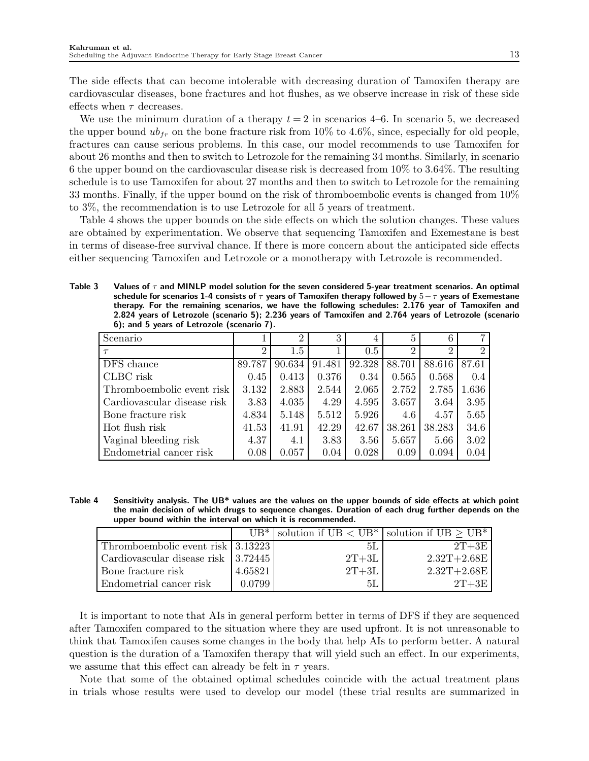The side effects that can become intolerable with decreasing duration of Tamoxifen therapy are cardiovascular diseases, bone fractures and hot flushes, as we observe increase in risk of these side effects when $\tau$ decreases.

We use the minimum duration of a therapy $t = 2$ in scenarios 4–6. In scenario 5, we decreased the upper bound $ub_{fr}$ on the bone fracture risk from 10% to 4.6%, since, especially for old people, fractures can cause serious problems. In this case, our model recommends to use Tamoxifen for about 26 months and then to switch to Letrozole for the remaining 34 months. Similarly, in scenario 6 the upper bound on the cardiovascular disease risk is decreased from 10% to 3.64%. The resulting schedule is to use Tamoxifen for about 27 months and then to switch to Letrozole for the remaining 33 months. Finally, if the upper bound on the risk of thromboembolic events is changed from 10% to 3%, the recommendation is to use Letrozole for all 5 years of treatment.

Table 4 shows the upper bounds on the side effects on which the solution changes. These values are obtained by experimentation. We observe that sequencing Tamoxifen and Exemestane is best in terms of disease-free survival chance. If there is more concern about the anticipated side effects either sequencing Tamoxifen and Letrozole or a monotherapy with Letrozole is recommended.

**Table 3** **Values of $\tau$ and MINLP model solution for the seven considered 5-year treatment scenarios. An optimal schedule for scenarios 1-4 consists of $\tau$ years of Tamoxifen therapy followed by $5 - \tau$ years of Exemestane therapy. For the remaining scenarios, we have the following schedules: 2.176 year of Tamoxifen and 2.824 years of Letrozole (scenario 5); 2.236 years of Tamoxifen and 2.764 years of Letrozole (scenario 6); and 5 years of Letrozole (scenario 7).**

| Scenario | 1 | 2 | 3 | 4 | 5 | 6 | 7 |
|---|---|---|---|---|---|---|---|
| $\tau$ | 2 | 1.5 | 1 | 0.5 | 2 | 2 | 2 |
| DFS chance | 89.787 | 90.634 | 91.481 | 92.328 | 88.701 | 88.616 | 87.61 |
| CLBC risk | 0.45 | 0.413 | 0.376 | 0.34 | 0.565 | 0.568 | 0.4 |
| Thromboembolic event risk | 3.132 | 2.883 | 2.544 | 2.065 | 2.752 | 2.785 | 1.636 |
| Cardiovascular disease risk | 3.83 | 4.035 | 4.29 | 4.595 | 3.657 | 3.64 | 3.95 |
| Bone fracture risk | 4.834 | 5.148 | 5.512 | 5.926 | 4.6 | 4.57 | 5.65 |
| Hot flush risk | 41.53 | 41.91 | 42.29 | 42.67 | 38.261 | 38.283 | 34.6 |
| Vaginal bleeding risk | 4.37 | 4.1 | 3.83 | 3.56 | 5.657 | 5.66 | 3.02 |
| Endometrial cancer risk | 0.08 | 0.057 | 0.04 | 0.028 | 0.09 | 0.094 | 0.04 |

**Table 4** **Sensitivity analysis. The UB\* values are the values on the upper bounds of side effects at which point the main decision of which drugs to sequence changes. Duration of each drug further depends on the upper bound within the interval on which it is recommended.**

| | UB* | solution if UB < UB* | solution if UB ≥ UB* |
|---|---|---|---|
| Thromboembolic event risk | 3.13223 | 5L | 2T+3E |
| Cardiovascular disease risk | 3.72445 | 2T+3L | 2.32T+2.68E |
| Bone fracture risk | 4.65821 | 2T+3L | 2.32T+2.68E |
| Endometrial cancer risk | 0.0799 | 5L | 2T+3E |

It is important to note that AIs in general perform better in terms of DFS if they are sequenced after Tamoxifen compared to the situation where they are used upfront. It is not unreasonable to think that Tamoxifen causes some changes in the body that help AIs to perform better. A natural question is the duration of a Tamoxifen therapy that will yield such an effect. In our experiments, we assume that this effect can already be felt in $\tau$ years.

Note that some of the obtained optimal schedules coincide with the actual treatment plans in trials whose results were used to develop our model (these trial results are summarized in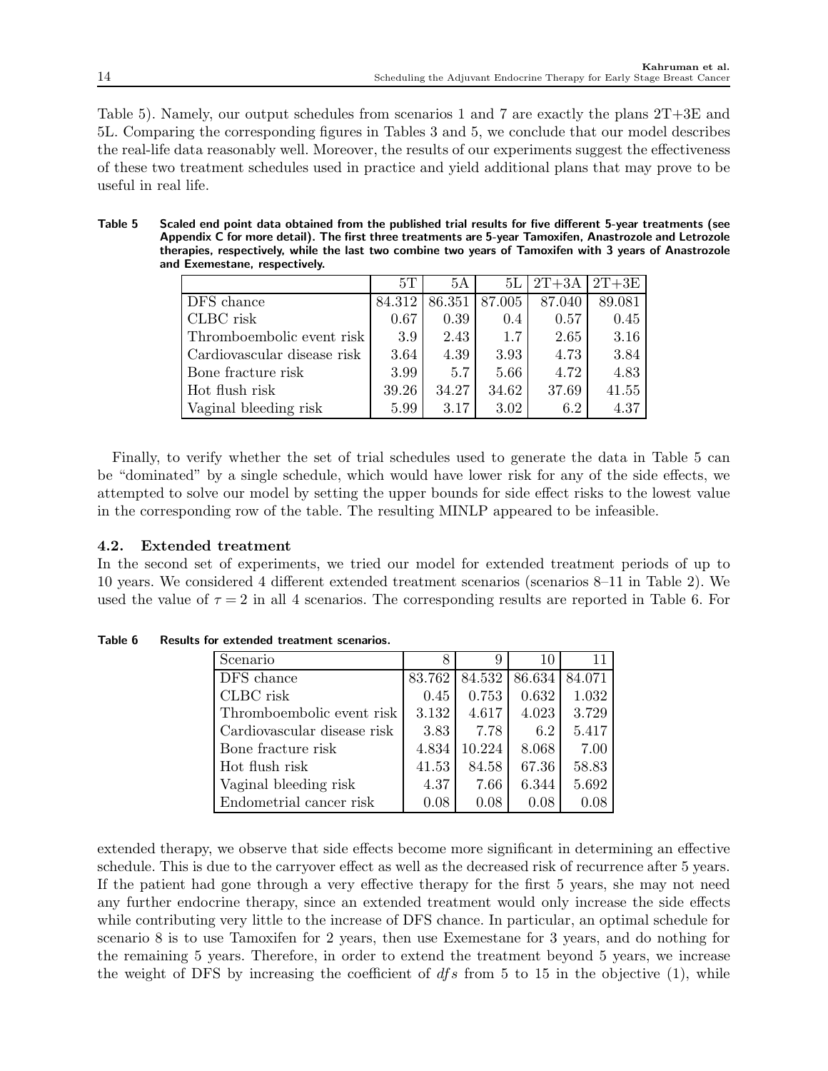Table 5). Namely, our output schedules from scenarios 1 and 7 are exactly the plans 2T+3E and 5L. Comparing the corresponding figures in Tables 3 and 5, we conclude that our model describes the real-life data reasonably well. Moreover, the results of our experiments suggest the effectiveness of these two treatment schedules used in practice and yield additional plans that may prove to be useful in real life.

**Table 5** **Scaled end point data obtained from the published trial results for five different 5-year treatments (see Appendix C for more detail). The first three treatments are 5-year Tamoxifen, Anastrozole and Letrozole therapies, respectively, while the last two combine two years of Tamoxifen with 3 years of Anastrozole and Exemestane, respectively.**

| | 5T | 5A | 5L | 2T+3A | 2T+3E |
|---|---|---|---|---|---|
| DFS chance | 84.312 | 86.351 | 87.005 | 87.040 | 89.081 |
| CLBC risk | 0.67 | 0.39 | 0.4 | 0.57 | 0.45 |
| Thromboembolic event risk | 3.9 | 2.43 | 1.7 | 2.65 | 3.16 |
| Cardiovascular disease risk | 3.64 | 4.39 | 3.93 | 4.73 | 3.84 |
| Bone fracture risk | 3.99 | 5.7 | 5.66 | 4.72 | 4.83 |
| Hot flush risk | 39.26 | 34.27 | 34.62 | 37.69 | 41.55 |
| Vaginal bleeding risk | 5.99 | 3.17 | 3.02 | 6.2 | 4.37 |

Finally, to verify whether the set of trial schedules used to generate the data in Table 5 can be "dominated" by a single schedule, which would have lower risk for any of the side effects, we attempted to solve our model by setting the upper bounds for side effect risks to the lowest value in the corresponding row of the table. The resulting MINLP appeared to be infeasible.

### 4.2. Extended treatment

In the second set of experiments, we tried our model for extended treatment periods of up to 10 years. We considered 4 different extended treatment scenarios (scenarios 8–11 in Table 2). We used the value of $\tau = 2$ in all 4 scenarios. The corresponding results are reported in Table 6. For

**Table 6** **Results for extended treatment scenarios.**

| Scenario | 8 | 9 | 10 | 11 |
|---|---|---|---|---|
| DFS chance | 83.762 | 84.532 | 86.634 | 84.071 |
| CLBC risk | 0.45 | 0.753 | 0.632 | 1.032 |
| Thromboembolic event risk | 3.132 | 4.617 | 4.023 | 3.729 |
| Cardiovascular disease risk | 3.83 | 7.78 | 6.2 | 5.417 |
| Bone fracture risk | 4.834 | 10.224 | 8.068 | 7.00 |
| Hot flush risk | 41.53 | 84.58 | 67.36 | 58.83 |
| Vaginal bleeding risk | 4.37 | 7.66 | 6.344 | 5.692 |
| Endometrial cancer risk | 0.08 | 0.08 | 0.08 | 0.08 |

extended therapy, we observe that side effects become more significant in determining an effective schedule. This is due to the carryover effect as well as the decreased risk of recurrence after 5 years. If the patient had gone through a very effective therapy for the first 5 years, she may not need any further endocrine therapy, since an extended treatment would only increase the side effects while contributing very little to the increase of DFS chance. In particular, an optimal schedule for scenario 8 is to use Tamoxifen for 2 years, then use Exemestane for 3 years, and do nothing for the remaining 5 years. Therefore, in order to extend the treatment beyond 5 years, we increase the weight of DFS by increasing the coefficient of $dfs$ from 5 to 15 in the objective (1), while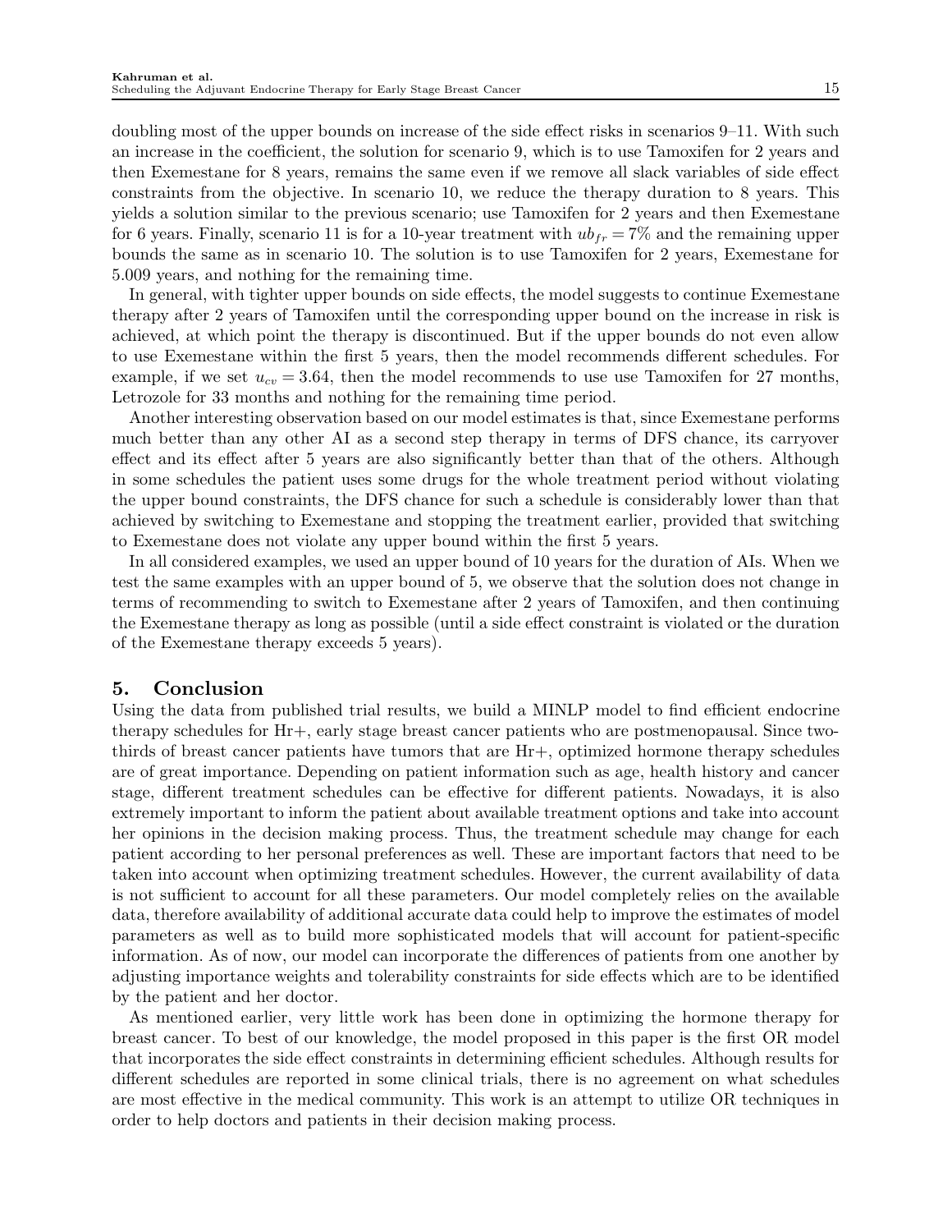doubling most of the upper bounds on increase of the side effect risks in scenarios 9–11. With such an increase in the coefficient, the solution for scenario 9, which is to use Tamoxifen for 2 years and then Exemestane for 8 years, remains the same even if we remove all slack variables of side effect constraints from the objective. In scenario 10, we reduce the therapy duration to 8 years. This yields a solution similar to the previous scenario; use Tamoxifen for 2 years and then Exemestane for 6 years. Finally, scenario 11 is for a 10-year treatment with $ub_{fr} = 7\%$ and the remaining upper bounds the same as in scenario 10. The solution is to use Tamoxifen for 2 years, Exemestane for 5.009 years, and nothing for the remaining time.

In general, with tighter upper bounds on side effects, the model suggests to continue Exemestane therapy after 2 years of Tamoxifen until the corresponding upper bound on the increase in risk is achieved, at which point the therapy is discontinued. But if the upper bounds do not even allow to use Exemestane within the first 5 years, then the model recommends different schedules. For example, if we set $u_{cv} = 3.64$, then the model recommends to use use Tamoxifen for 27 months, Letrozole for 33 months and nothing for the remaining time period.

Another interesting observation based on our model estimates is that, since Exemestane performs much better than any other AI as a second step therapy in terms of DFS chance, its carryover effect and its effect after 5 years are also significantly better than that of the others. Although in some schedules the patient uses some drugs for the whole treatment period without violating the upper bound constraints, the DFS chance for such a schedule is considerably lower than that achieved by switching to Exemestane and stopping the treatment earlier, provided that switching to Exemestane does not violate any upper bound within the first 5 years.

In all considered examples, we used an upper bound of 10 years for the duration of AIs. When we test the same examples with an upper bound of 5, we observe that the solution does not change in terms of recommending to switch to Exemestane after 2 years of Tamoxifen, and then continuing the Exemestane therapy as long as possible (until a side effect constraint is violated or the duration of the Exemestane therapy exceeds 5 years).

## 5. Conclusion

Using the data from published trial results, we build a MINLP model to find efficient endocrine therapy schedules for Hr+, early stage breast cancer patients who are postmenopausal. Since two-thirds of breast cancer patients have tumors that are Hr+, optimized hormone therapy schedules are of great importance. Depending on patient information such as age, health history and cancer stage, different treatment schedules can be effective for different patients. Nowadays, it is also extremely important to inform the patient about available treatment options and take into account her opinions in the decision making process. Thus, the treatment schedule may change for each patient according to her personal preferences as well. These are important factors that need to be taken into account when optimizing treatment schedules. However, the current availability of data is not sufficient to account for all these parameters. Our model completely relies on the available data, therefore availability of additional accurate data could help to improve the estimates of model parameters as well as to build more sophisticated models that will account for patient-specific information. As of now, our model can incorporate the differences of patients from one another by adjusting importance weights and tolerability constraints for side effects which are to be identified by the patient and her doctor.

As mentioned earlier, very little work has been done in optimizing the hormone therapy for breast cancer. To best of our knowledge, the model proposed in this paper is the first OR model that incorporates the side effect constraints in determining efficient schedules. Although results for different schedules are reported in some clinical trials, there is no agreement on what schedules are most effective in the medical community. This work is an attempt to utilize OR techniques in order to help doctors and patients in their decision making process.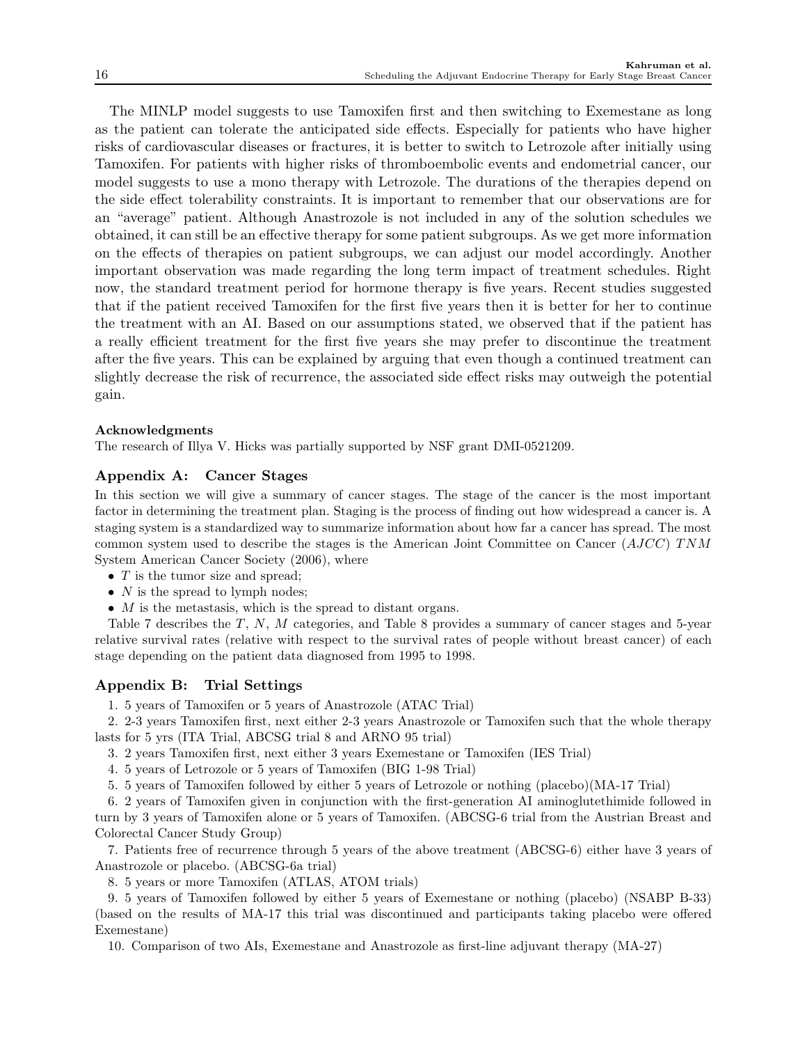The MINLP model suggests to use Tamoxifen first and then switching to Exemestane as long as the patient can tolerate the anticipated side effects. Especially for patients who have higher risks of cardiovascular diseases or fractures, it is better to switch to Letrozole after initially using Tamoxifen. For patients with higher risks of thromboembolic events and endometrial cancer, our model suggests to use a mono therapy with Letrozole. The durations of the therapies depend on the side effect tolerability constraints. It is important to remember that our observations are for an "average" patient. Although Anastrozole is not included in any of the solution schedules we obtained, it can still be an effective therapy for some patient subgroups. As we get more information on the effects of therapies on patient subgroups, we can adjust our model accordingly. Another important observation was made regarding the long term impact of treatment schedules. Right now, the standard treatment period for hormone therapy is five years. Recent studies suggested that if the patient received Tamoxifen for the first five years then it is better for her to continue the treatment with an AI. Based on our assumptions stated, we observed that if the patient has a really efficient treatment for the first five years she may prefer to discontinue the treatment after the five years. This can be explained by arguing that even though a continued treatment can slightly decrease the risk of recurrence, the associated side effect risks may outweigh the potential gain.

#### Acknowledgments

The research of Illya V. Hicks was partially supported by NSF grant DMI-0521209.

## Appendix A: Cancer Stages

In this section we will give a summary of cancer stages. The stage of the cancer is the most important factor in determining the treatment plan. Staging is the process of finding out how widespread a cancer is. A staging system is a standardized way to summarize information about how far a cancer has spread. The most common system used to describe the stages is the American Joint Committee on Cancer (*AJCC*) *TNM* System American Cancer Society (2006), where

- $T$ is the tumor size and spread;
- $N$ is the spread to lymph nodes;
- $M$ is the metastasis, which is the spread to distant organs.

Table 7 describes the $T$, $N$, $M$ categories, and Table 8 provides a summary of cancer stages and 5-year relative survival rates (relative with respect to the survival rates of people without breast cancer) of each stage depending on the patient data diagnosed from 1995 to 1998.

## Appendix B: Trial Settings

1. 5 years of Tamoxifen or 5 years of Anastrozole (ATAC Trial)
2. 2-3 years Tamoxifen first, next either 2-3 years Anastrozole or Tamoxifen such that the whole therapy lasts for 5 yrs (ITA Trial, ABCSG trial 8 and ARNO 95 trial)
3. 2 years Tamoxifen first, next either 3 years Exemestane or Tamoxifen (IES Trial)
4. 5 years of Letrozole or 5 years of Tamoxifen (BIG 1-98 Trial)
5. 5 years of Tamoxifen followed by either 5 years of Letrozole or nothing (placebo)(MA-17 Trial)
6. 2 years of Tamoxifen given in conjunction with the first-generation AI aminoglutethimide followed in turn by 3 years of Tamoxifen alone or 5 years of Tamoxifen. (ABCSG-6 trial from the Austrian Breast and Colorectal Cancer Study Group)
7. Patients free of recurrence through 5 years of the above treatment (ABCSG-6) either have 3 years of Anastrozole or placebo. (ABCSG-6a trial)
8. 5 years or more Tamoxifen (ATLAS, ATOM trials)
9. 5 years of Tamoxifen followed by either 5 years of Exemestane or nothing (placebo) (NSABP B-33) (based on the results of MA-17 this trial was discontinued and participants taking placebo were offered Exemestane)
10. Comparison of two AIs, Exemestane and Anastrozole as first-line adjuvant therapy (MA-27)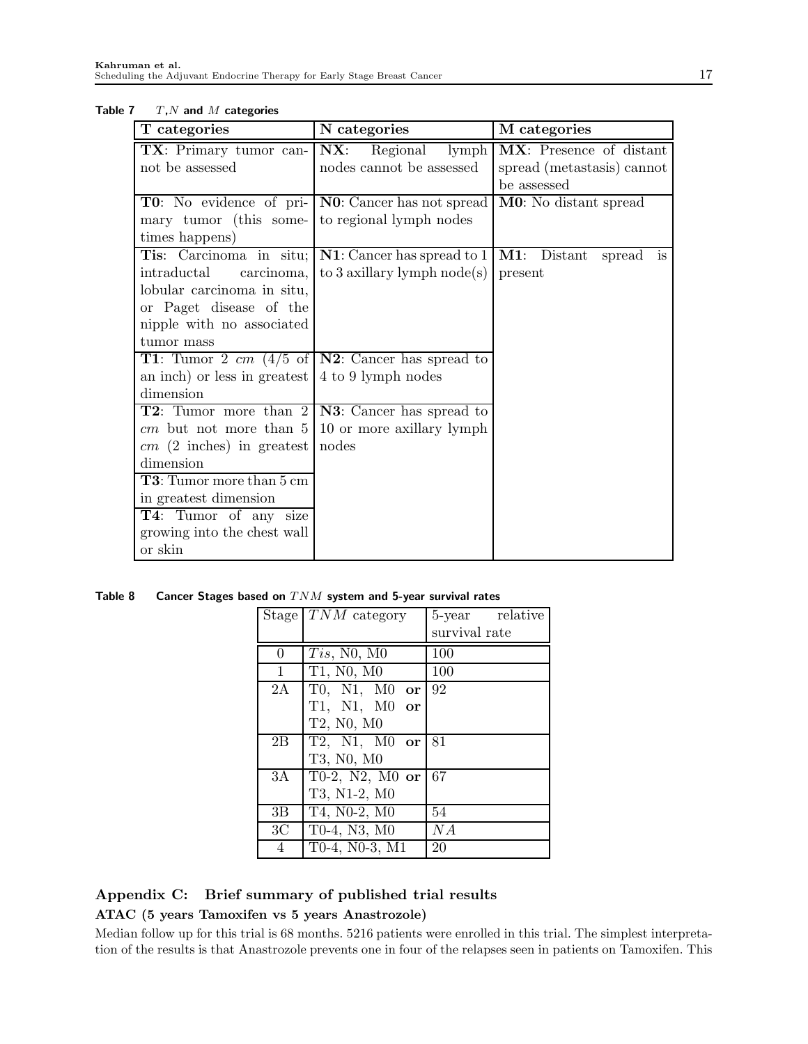**Table 7** $T$,$N$ and $M$ categories

| T categories | N categories | M categories |
|---|---|---|
| **TX**: Primary tumor cannot be assessed | **NX**: Regional lymph nodes cannot be assessed | **MX**: Presence of distant spread (metastasis) cannot be assessed |
| **T0**: No evidence of primary tumor (this sometimes happens) | **N0**: Cancer has not spread to regional lymph nodes | **M0**: No distant spread |
| **Tis**: Carcinoma in situ; intraductal carcinoma, lobular carcinoma in situ, or Paget disease of the nipple with no associated tumor mass | **N1**: Cancer has spread to 1 to 3 axillary lymph node(s) | **M1**: Distant spread is present |
| **T1**: Tumor 2 $cm$ (4/5 of an inch) or less in greatest dimension | **N2**: Cancer has spread to 4 to 9 lymph nodes | |
| **T2**: Tumor more than 2 $cm$ but not more than 5 $cm$ (2 inches) in greatest dimension | **N3**: Cancer has spread to 10 or more axillary lymph nodes | |
| **T3**: Tumor more than 5 cm in greatest dimension | | |
| **T4**: Tumor of any size growing into the chest wall or skin | | |

**Table 8** Cancer Stages based on $TNM$ system and 5-year survival rates

| Stage | $TNM$ category | 5-year relative survival rate |
|---|---|---|
| 0 | $Tis$, N0, M0 | 100 |
| 1 | T1, N0, M0 | 100 |
| 2A | T0, N1, M0 **or** T1, N1, M0 **or** T2, N0, M0 | 92 |
| 2B | T2, N1, M0 **or** T3, N0, M0 | 81 |
| 3A | T0-2, N2, M0 **or** T3, N1-2, M0 | 67 |
| 3B | T4, N0-2, M0 | 54 |
| 3C | T0-4, N3, M0 | $NA$ |
| 4 | T0-4, N0-3, M1 | 20 |

## Appendix C: Brief summary of published trial results

### ATAC (5 years Tamoxifen vs 5 years Anastrozole)

Median follow up for this trial is 68 months. 5216 patients were enrolled in this trial. The simplest interpretation of the results is that Anastrozole prevents one in four of the relapses seen in patients on Tamoxifen. This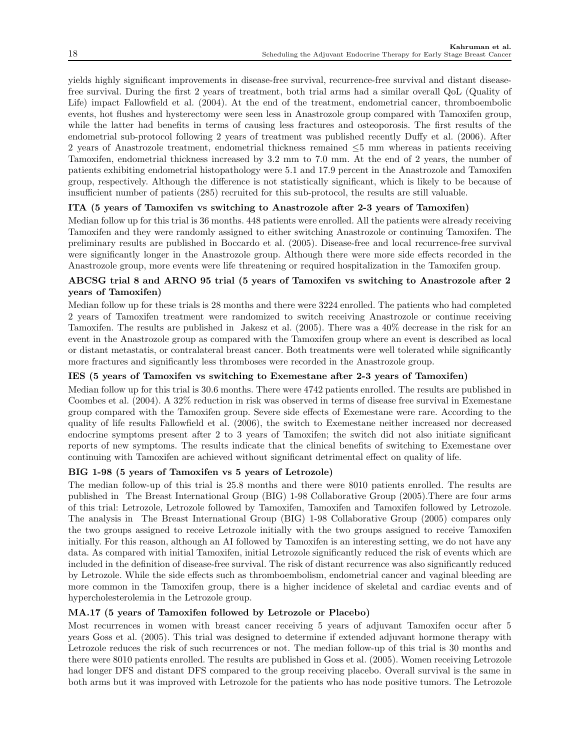yields highly significant improvements in disease-free survival, recurrence-free survival and distant disease-free survival. During the first 2 years of treatment, both trial arms had a similar overall QoL (Quality of Life) impact Fallowfield et al. (2004). At the end of the treatment, endometrial cancer, thromboembolic events, hot flushes and hysterectomy were seen less in Anastrozole group compared with Tamoxifen group, while the latter had benefits in terms of causing less fractures and osteoporosis. The first results of the endometrial sub-protocol following 2 years of treatment was published recently Duffy et al. (2006). After 2 years of Anastrozole treatment, endometrial thickness remained $\leq$5 mm whereas in patients receiving Tamoxifen, endometrial thickness increased by 3.2 mm to 7.0 mm. At the end of 2 years, the number of patients exhibiting endometrial histopathology were 5.1 and 17.9 percent in the Anastrozole and Tamoxifen group, respectively. Although the difference is not statistically significant, which is likely to be because of insufficient number of patients (285) recruited for this sub-protocol, the results are still valuable.

**ITA (5 years of Tamoxifen vs switching to Anastrozole after 2-3 years of Tamoxifen)**

Median follow up for this trial is 36 months. 448 patients were enrolled. All the patients were already receiving Tamoxifen and they were randomly assigned to either switching Anastrozole or continuing Tamoxifen. The preliminary results are published in Boccardo et al. (2005). Disease-free and local recurrence-free survival were significantly longer in the Anastrozole group. Although there were more side effects recorded in the Anastrozole group, more events were life threatening or required hospitalization in the Tamoxifen group.

**ABCSG trial 8 and ARNO 95 trial (5 years of Tamoxifen vs switching to Anastrozole after 2 years of Tamoxifen)**

Median follow up for these trials is 28 months and there were 3224 enrolled. The patients who had completed 2 years of Tamoxifen treatment were randomized to switch receiving Anastrozole or continue receiving Tamoxifen. The results are published in Jakesz et al. (2005). There was a 40% decrease in the risk for an event in the Anastrozole group as compared with the Tamoxifen group where an event is described as local or distant metastatis, or contralateral breast cancer. Both treatments were well tolerated while significantly more fractures and significantly less thromboses were recorded in the Anastrozole group.

**IES (5 years of Tamoxifen vs switching to Exemestane after 2-3 years of Tamoxifen)**

Median follow up for this trial is 30.6 months. There were 4742 patients enrolled. The results are published in Coombes et al. (2004). A 32% reduction in risk was observed in terms of disease free survival in Exemestane group compared with the Tamoxifen group. Severe side effects of Exemestane were rare. According to the quality of life results Fallowfield et al. (2006), the switch to Exemestane neither increased nor decreased endocrine symptoms present after 2 to 3 years of Tamoxifen; the switch did not also initiate significant reports of new symptoms. The results indicate that the clinical benefits of switching to Exemestane over continuing with Tamoxifen are achieved without significant detrimental effect on quality of life.

**BIG 1-98 (5 years of Tamoxifen vs 5 years of Letrozole)**

The median follow-up of this trial is 25.8 months and there were 8010 patients enrolled. The results are published in The Breast International Group (BIG) 1-98 Collaborative Group (2005). There are four arms of this trial: Letrozole, Letrozole followed by Tamoxifen, Tamoxifen and Tamoxifen followed by Letrozole. The analysis in The Breast International Group (BIG) 1-98 Collaborative Group (2005) compares only the two groups assigned to receive Letrozole initially with the two groups assigned to receive Tamoxifen initially. For this reason, although an AI followed by Tamoxifen is an interesting setting, we do not have any data. As compared with initial Tamoxifen, initial Letrozole significantly reduced the risk of events which are included in the definition of disease-free survival. The risk of distant recurrence was also significantly reduced by Letrozole. While the side effects such as thromboembolism, endometrial cancer and vaginal bleeding are more common in the Tamoxifen group, there is a higher incidence of skeletal and cardiac events and of hypercholesterolemia in the Letrozole group.

**MA.17 (5 years of Tamoxifen followed by Letrozole or Placebo)**

Most recurrences in women with breast cancer receiving 5 years of adjuvant Tamoxifen occur after 5 years Goss et al. (2005). This trial was designed to determine if extended adjuvant hormone therapy with Letrozole reduces the risk of such recurrences or not. The median follow-up of this trial is 30 months and there were 8010 patients enrolled. The results are published in Goss et al. (2005). Women receiving Letrozole had longer DFS and distant DFS compared to the group receiving placebo. Overall survival is the same in both arms but it was improved with Letrozole for the patients who has node positive tumors. The Letrozole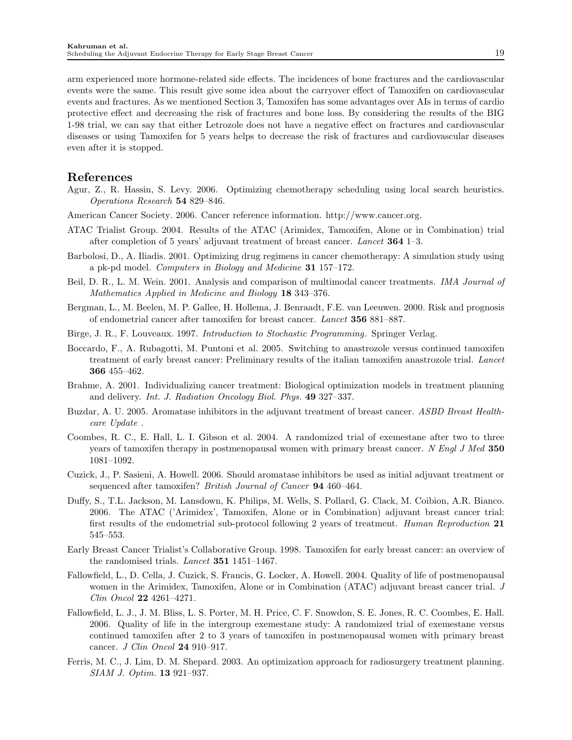arm experienced more hormone-related side effects. The incidences of bone fractures and the cardiovascular events were the same. This result give some idea about the carryover effect of Tamoxifen on cardiovascular events and fractures. As we mentioned Section 3, Tamoxifen has some advantages over AIs in terms of cardio protective effect and decreasing the risk of fractures and bone loss. By considering the results of the BIG 1-98 trial, we can say that either Letrozole does not have a negative effect on fractures and cardiovascular diseases or using Tamoxifen for 5 years helps to decrease the risk of fractures and cardiovascular diseases even after it is stopped.

## References

Agur, Z., R. Hassin, S. Levy. 2006. Optimizing chemotherapy scheduling using local search heuristics. *Operations Research* **54** 829–846.

American Cancer Society. 2006. Cancer reference information. http://www.cancer.org.

ATAC Trialist Group. 2004. Results of the ATAC (Arimidex, Tamoxifen, Alone or in Combination) trial after completion of 5 years' adjuvant treatment of breast cancer. *Lancet* **364** 1–3.

Barbolosi, D., A. Iliadis. 2001. Optimizing drug regimens in cancer chemotherapy: A simulation study using a pk-pd model. *Computers in Biology and Medicine* **31** 157–172.

Beil, D. R., L. M. Wein. 2001. Analysis and comparison of multimodal cancer treatments. *IMA Journal of Mathematics Applied in Medicine and Biology* **18** 343–376.

Bergman, L., M. Beelen, M. P. Gallee, H. Hollema, J. Benraadt, F.E. van Leeuwen. 2000. Risk and prognosis of endometrial cancer after tamoxifen for breast cancer. *Lancet* **356** 881–887.

Birge, J. R., F. Louveaux. 1997. *Introduction to Stochastic Programming*. Springer Verlag.

Boccardo, F., A. Rubagotti, M. Puntoni et al. 2005. Switching to anastrozole versus continued tamoxifen treatment of early breast cancer: Preliminary results of the italian tamoxifen anastrozole trial. *Lancet* **366** 455–462.

Brahme, A. 2001. Individualizing cancer treatment: Biological optimization models in treatment planning and delivery. *Int. J. Radiation Oncology Biol. Phys.* **49** 327–337.

Buzdar, A. U. 2005. Aromatase inhibitors in the adjuvant treatment of breast cancer. *ASBD Breast Healthcare Update* .

Coombes, R. C., E. Hall, L. I. Gibson et al. 2004. A randomized trial of exemestane after two to three years of tamoxifen therapy in postmenopausal women with primary breast cancer. *N Engl J Med* **350** 1081–1092.

Cuzick, J., P. Sasieni, A. Howell. 2006. Should aromatase inhibitors be used as initial adjuvant treatment or sequenced after tamoxifen? *British Journal of Cancer* **94** 460–464.

Duffy, S., T.L. Jackson, M. Lansdown, K. Philips, M. Wells, S. Pollard, G. Clack, M. Coibion, A.R. Bianco. 2006. The ATAC ('Arimidex', Tamoxifen, Alone or in Combination) adjuvant breast cancer trial: first results of the endometrial sub-protocol following 2 years of treatment. *Human Reproduction* **21** 545–553.

Early Breast Cancer Trialist's Collaborative Group. 1998. Tamoxifen for early breast cancer: an overview of the randomised trials. *Lancet* **351** 1451–1467.

Fallowfield, L., D. Cella, J. Cuzick, S. Francis, G. Locker, A. Howell. 2004. Quality of life of postmenopausal women in the Arimidex, Tamoxifen, Alone or in Combination (ATAC) adjuvant breast cancer trial. *J Clin Oncol* **22** 4261–4271.

Fallowfield, L. J., J. M. Bliss, L. S. Porter, M. H. Price, C. F. Snowdon, S. E. Jones, R. C. Coombes, E. Hall. 2006. Quality of life in the intergroup exemestane study: A randomized trial of exemestane versus continued tamoxifen after 2 to 3 years of tamoxifen in postmenopausal women with primary breast cancer. *J Clin Oncol* **24** 910–917.

Ferris, M. C., J. Lim, D. M. Shepard. 2003. An optimization approach for radiosurgery treatment planning. *SIAM J. Optim.* **13** 921–937.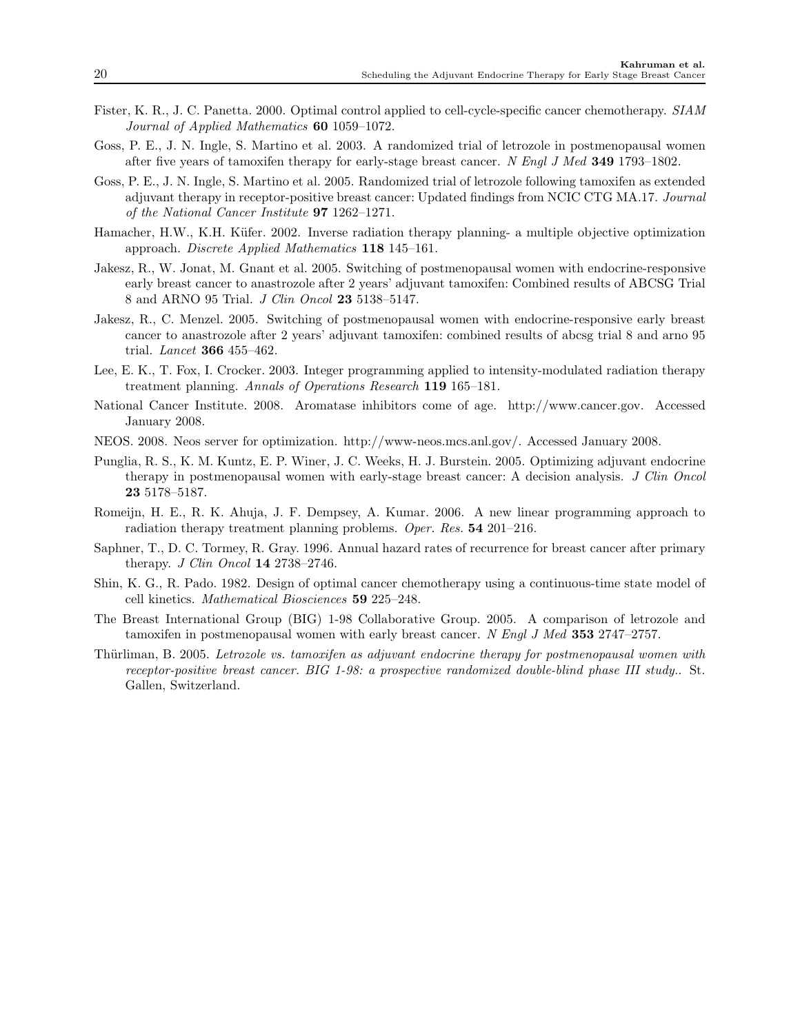Fister, K. R., J. C. Panetta. 2000. Optimal control applied to cell-cycle-specific cancer chemotherapy. *SIAM Journal of Applied Mathematics* **60** 1059–1072.

Goss, P. E., J. N. Ingle, S. Martino et al. 2003. A randomized trial of letrozole in postmenopausal women after five years of tamoxifen therapy for early-stage breast cancer. *N Engl J Med* **349** 1793–1802.

Goss, P. E., J. N. Ingle, S. Martino et al. 2005. Randomized trial of letrozole following tamoxifen as extended adjuvant therapy in receptor-positive breast cancer: Updated findings from NCIC CTG MA.17. *Journal of the National Cancer Institute* **97** 1262–1271.

Hamacher, H.W., K.H. Küfer. 2002. Inverse radiation therapy planning- a multiple objective optimization approach. *Discrete Applied Mathematics* **118** 145–161.

Jakesz, R., W. Jonat, M. Gnant et al. 2005. Switching of postmenopausal women with endocrine-responsive early breast cancer to anastrozole after 2 years' adjuvant tamoxifen: Combined results of ABCSG Trial 8 and ARNO 95 Trial. *J Clin Oncol* **23** 5138–5147.

Jakesz, R., C. Menzel. 2005. Switching of postmenopausal women with endocrine-responsive early breast cancer to anastrozole after 2 years' adjuvant tamoxifen: combined results of abcsg trial 8 and arno 95 trial. *Lancet* **366** 455–462.

Lee, E. K., T. Fox, I. Crocker. 2003. Integer programming applied to intensity-modulated radiation therapy treatment planning. *Annals of Operations Research* **119** 165–181.

National Cancer Institute. 2008. Aromatase inhibitors come of age. http://www.cancer.gov. Accessed January 2008.

NEOS. 2008. Neos server for optimization. http://www-neos.mcs.anl.gov/. Accessed January 2008.

Punglia, R. S., K. M. Kuntz, E. P. Winer, J. C. Weeks, H. J. Burstein. 2005. Optimizing adjuvant endocrine therapy in postmenopausal women with early-stage breast cancer: A decision analysis. *J Clin Oncol* **23** 5178–5187.

Romeijn, H. E., R. K. Ahuja, J. F. Dempsey, A. Kumar. 2006. A new linear programming approach to radiation therapy treatment planning problems. *Oper. Res.* **54** 201–216.

Saphner, T., D. C. Tormey, R. Gray. 1996. Annual hazard rates of recurrence for breast cancer after primary therapy. *J Clin Oncol* **14** 2738–2746.

Shin, K. G., R. Pado. 1982. Design of optimal cancer chemotherapy using a continuous-time state model of cell kinetics. *Mathematical Biosciences* **59** 225–248.

The Breast International Group (BIG) 1-98 Collaborative Group. 2005. A comparison of letrozole and tamoxifen in postmenopausal women with early breast cancer. *N Engl J Med* **353** 2747–2757.

Thürliman, B. 2005. *Letrozole vs. tamoxifen as adjuvant endocrine therapy for postmenopausal women with receptor-positive breast cancer. BIG 1-98: a prospective randomized double-blind phase III study.*. St. Gallen, Switzerland.